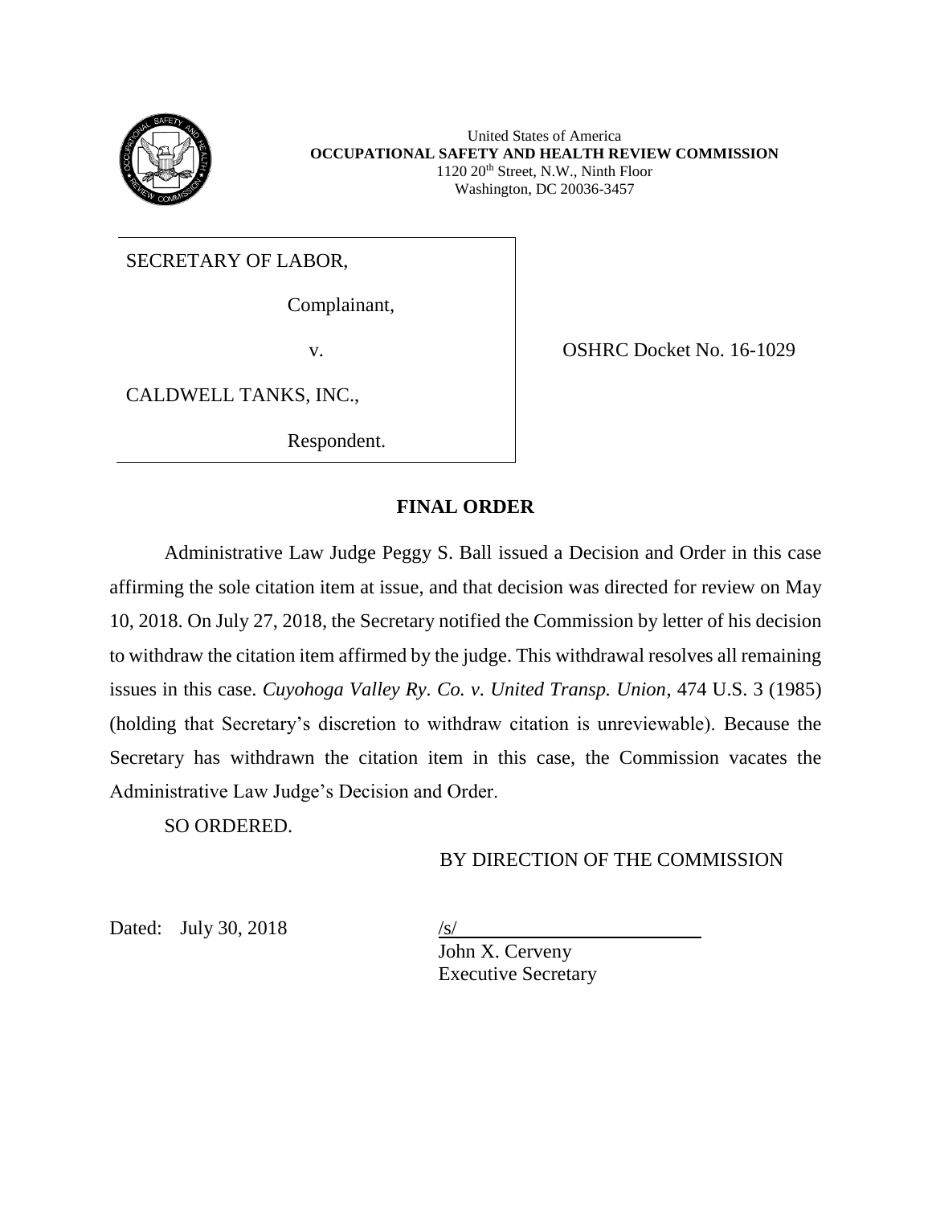United States of America
**OCCUPATIONAL SAFETY AND HEALTH REVIEW COMMISSION**
1120 20th Street, N.W., Ninth Floor
Washington, DC 20036-3457

SECRETARY OF LABOR,

Complainant,

v.

CALDWELL TANKS, INC.,

Respondent.

OSHRC Docket No. 16-1029

## FINAL ORDER

Administrative Law Judge Peggy S. Ball issued a Decision and Order in this case affirming the sole citation item at issue, and that decision was directed for review on May 10, 2018. On July 27, 2018, the Secretary notified the Commission by letter of his decision to withdraw the citation item affirmed by the judge. This withdrawal resolves all remaining issues in this case. *Cuyohoga Valley Ry. Co. v. United Transp. Union*, 474 U.S. 3 (1985) (holding that Secretary's discretion to withdraw citation is unreviewable). Because the Secretary has withdrawn the citation item in this case, the Commission vacates the Administrative Law Judge's Decision and Order.

SO ORDERED.

BY DIRECTION OF THE COMMISSION

Dated: July 30, 2018

/s/
John X. Cerveny
Executive Secretary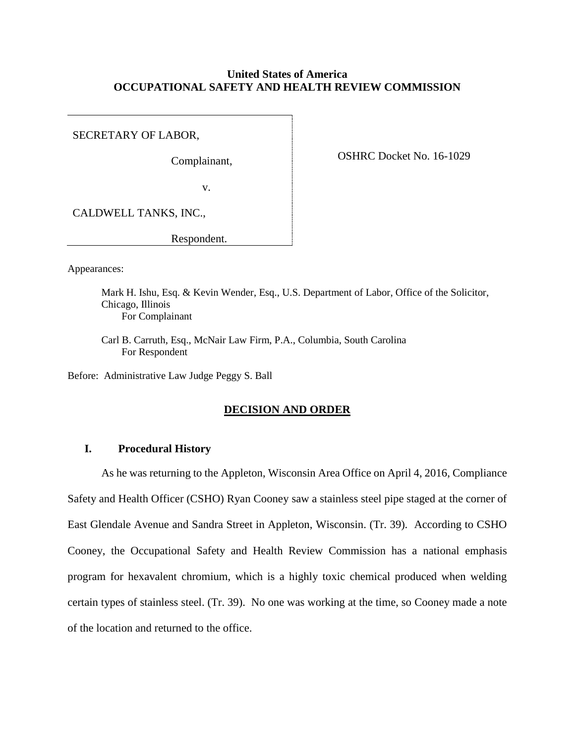**United States of America**
**OCCUPATIONAL SAFETY AND HEALTH REVIEW COMMISSION**

SECRETARY OF LABOR,

Complainant,

v.

CALDWELL TANKS, INC.,

Respondent.

OSHRC Docket No. 16-1029

Appearances:

Mark H. Ishu, Esq. & Kevin Wender, Esq., U.S. Department of Labor, Office of the Solicitor, Chicago, Illinois
For Complainant

Carl B. Carruth, Esq., McNair Law Firm, P.A., Columbia, South Carolina
For Respondent

Before: Administrative Law Judge Peggy S. Ball

## DECISION AND ORDER

### I. Procedural History

As he was returning to the Appleton, Wisconsin Area Office on April 4, 2016, Compliance Safety and Health Officer (CSHO) Ryan Cooney saw a stainless steel pipe staged at the corner of East Glendale Avenue and Sandra Street in Appleton, Wisconsin. (Tr. 39). According to CSHO Cooney, the Occupational Safety and Health Review Commission has a national emphasis program for hexavalent chromium, which is a highly toxic chemical produced when welding certain types of stainless steel. (Tr. 39). No one was working at the time, so Cooney made a note of the location and returned to the office.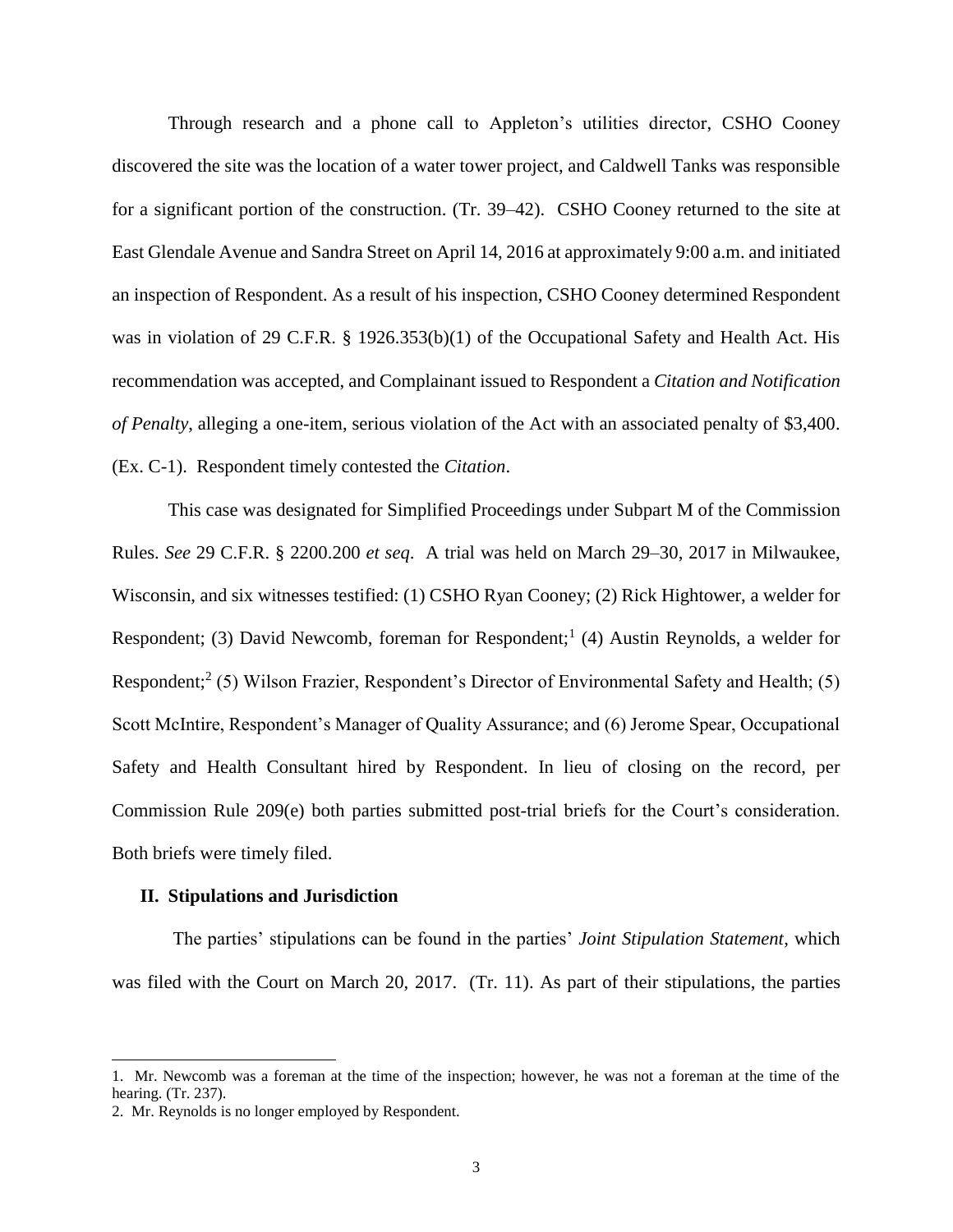Through research and a phone call to Appleton's utilities director, CSHO Cooney discovered the site was the location of a water tower project, and Caldwell Tanks was responsible for a significant portion of the construction. (Tr. 39–42). CSHO Cooney returned to the site at East Glendale Avenue and Sandra Street on April 14, 2016 at approximately 9:00 a.m. and initiated an inspection of Respondent. As a result of his inspection, CSHO Cooney determined Respondent was in violation of 29 C.F.R. § 1926.353(b)(1) of the Occupational Safety and Health Act. His recommendation was accepted, and Complainant issued to Respondent a *Citation and Notification of Penalty*, alleging a one-item, serious violation of the Act with an associated penalty of $3,400. (Ex. C-1). Respondent timely contested the *Citation*.

This case was designated for Simplified Proceedings under Subpart M of the Commission Rules. *See* 29 C.F.R. § 2200.200 *et seq.* A trial was held on March 29–30, 2017 in Milwaukee, Wisconsin, and six witnesses testified: (1) CSHO Ryan Cooney; (2) Rick Hightower, a welder for Respondent; (3) David Newcomb, foreman for Respondent;[1] (4) Austin Reynolds, a welder for Respondent;[2] (5) Wilson Frazier, Respondent's Director of Environmental Safety and Health; (5) Scott McIntire, Respondent's Manager of Quality Assurance; and (6) Jerome Spear, Occupational Safety and Health Consultant hired by Respondent. In lieu of closing on the record, per Commission Rule 209(e) both parties submitted post-trial briefs for the Court's consideration. Both briefs were timely filed.

## II. Stipulations and Jurisdiction

The parties' stipulations can be found in the parties' *Joint Stipulation Statement*, which was filed with the Court on March 20, 2017. (Tr. 11). As part of their stipulations, the parties

---

1. Mr. Newcomb was a foreman at the time of the inspection; however, he was not a foreman at the time of the hearing. (Tr. 237).

2. Mr. Reynolds is no longer employed by Respondent.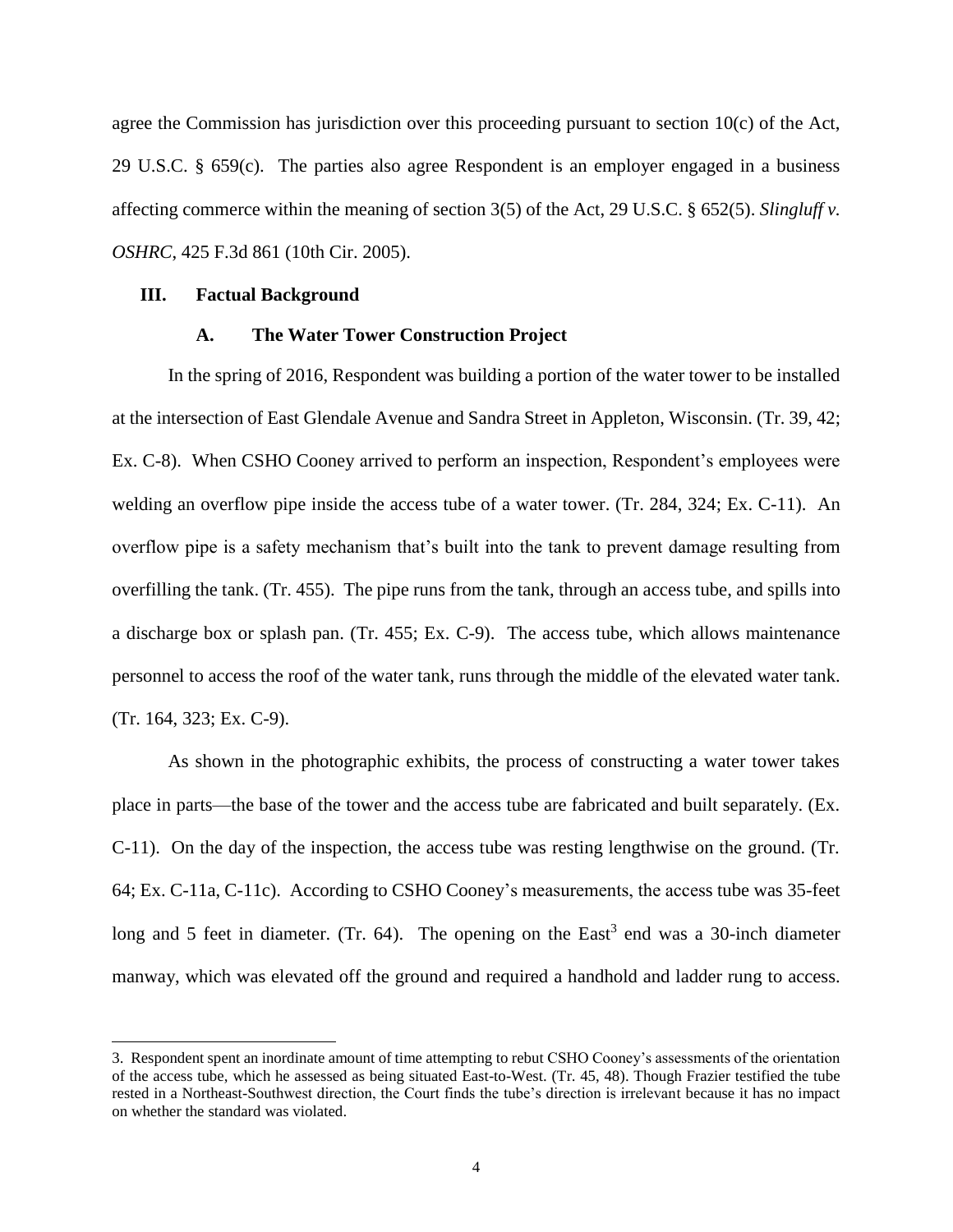agree the Commission has jurisdiction over this proceeding pursuant to section 10(c) of the Act, 29 U.S.C. § 659(c). The parties also agree Respondent is an employer engaged in a business affecting commerce within the meaning of section 3(5) of the Act, 29 U.S.C. § 652(5). *Slingluff v. OSHRC*, 425 F.3d 861 (10th Cir. 2005).

## III. Factual Background

### A. The Water Tower Construction Project

In the spring of 2016, Respondent was building a portion of the water tower to be installed at the intersection of East Glendale Avenue and Sandra Street in Appleton, Wisconsin. (Tr. 39, 42; Ex. C-8). When CSHO Cooney arrived to perform an inspection, Respondent's employees were welding an overflow pipe inside the access tube of a water tower. (Tr. 284, 324; Ex. C-11). An overflow pipe is a safety mechanism that's built into the tank to prevent damage resulting from overfilling the tank. (Tr. 455). The pipe runs from the tank, through an access tube, and spills into a discharge box or splash pan. (Tr. 455; Ex. C-9). The access tube, which allows maintenance personnel to access the roof of the water tank, runs through the middle of the elevated water tank. (Tr. 164, 323; Ex. C-9).

As shown in the photographic exhibits, the process of constructing a water tower takes place in parts—the base of the tower and the access tube are fabricated and built separately. (Ex. C-11). On the day of the inspection, the access tube was resting lengthwise on the ground. (Tr. 64; Ex. C-11a, C-11c). According to CSHO Cooney's measurements, the access tube was 35-feet long and 5 feet in diameter. (Tr. 64). The opening on the East[3] end was a 30-inch diameter manway, which was elevated off the ground and required a handhold and ladder rung to access.

3. Respondent spent an inordinate amount of time attempting to rebut CSHO Cooney's assessments of the orientation of the access tube, which he assessed as being situated East-to-West. (Tr. 45, 48). Though Frazier testified the tube rested in a Northeast-Southwest direction, the Court finds the tube's direction is irrelevant because it has no impact on whether the standard was violated.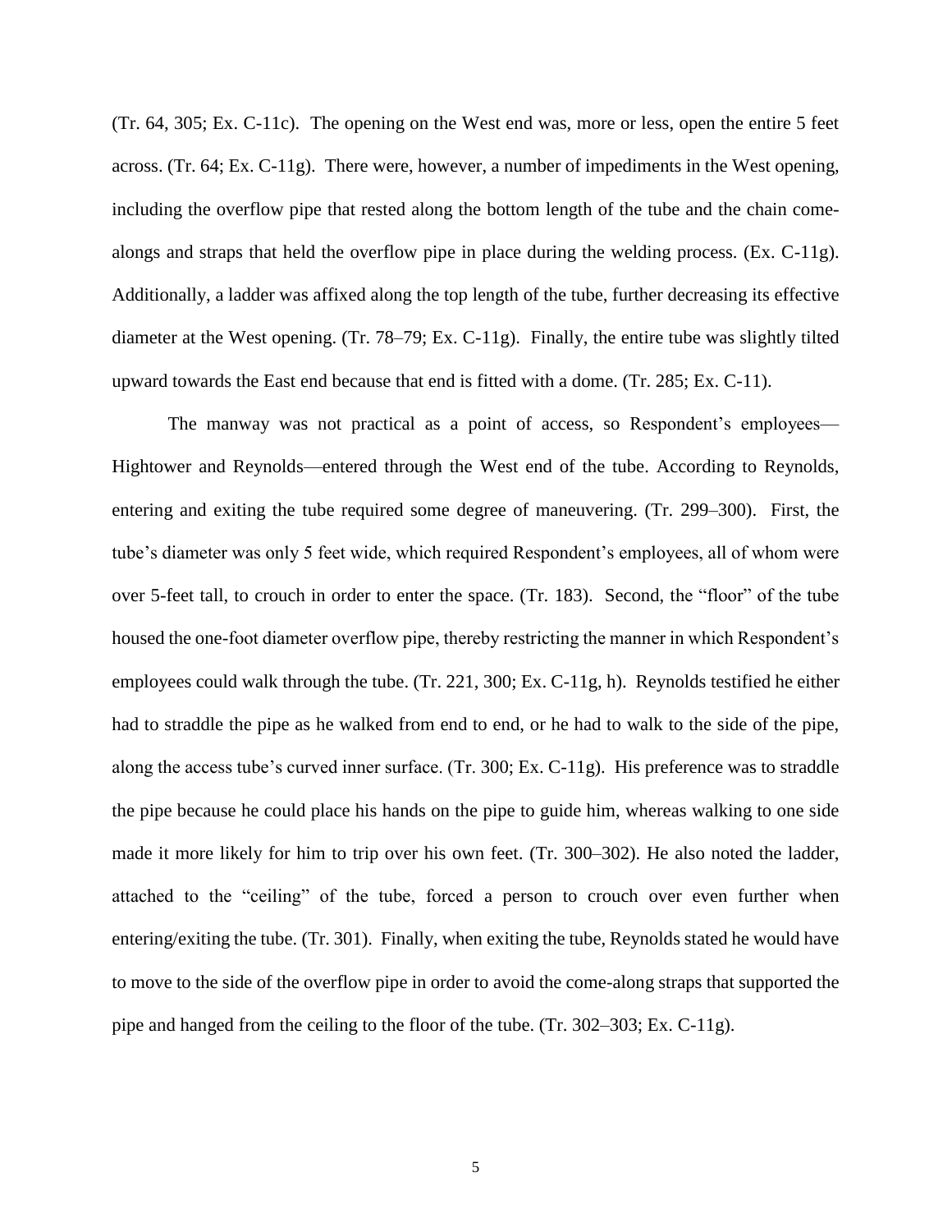(Tr. 64, 305; Ex. C-11c). The opening on the West end was, more or less, open the entire 5 feet across. (Tr. 64; Ex. C-11g). There were, however, a number of impediments in the West opening, including the overflow pipe that rested along the bottom length of the tube and the chain come-alongs and straps that held the overflow pipe in place during the welding process. (Ex. C-11g). Additionally, a ladder was affixed along the top length of the tube, further decreasing its effective diameter at the West opening. (Tr. 78–79; Ex. C-11g). Finally, the entire tube was slightly tilted upward towards the East end because that end is fitted with a dome. (Tr. 285; Ex. C-11).

The manway was not practical as a point of access, so Respondent's employees—Hightower and Reynolds—entered through the West end of the tube. According to Reynolds, entering and exiting the tube required some degree of maneuvering. (Tr. 299–300). First, the tube's diameter was only 5 feet wide, which required Respondent's employees, all of whom were over 5-feet tall, to crouch in order to enter the space. (Tr. 183). Second, the "floor" of the tube housed the one-foot diameter overflow pipe, thereby restricting the manner in which Respondent's employees could walk through the tube. (Tr. 221, 300; Ex. C-11g, h). Reynolds testified he either had to straddle the pipe as he walked from end to end, or he had to walk to the side of the pipe, along the access tube's curved inner surface. (Tr. 300; Ex. C-11g). His preference was to straddle the pipe because he could place his hands on the pipe to guide him, whereas walking to one side made it more likely for him to trip over his own feet. (Tr. 300–302). He also noted the ladder, attached to the "ceiling" of the tube, forced a person to crouch over even further when entering/exiting the tube. (Tr. 301). Finally, when exiting the tube, Reynolds stated he would have to move to the side of the overflow pipe in order to avoid the come-along straps that supported the pipe and hanged from the ceiling to the floor of the tube. (Tr. 302–303; Ex. C-11g).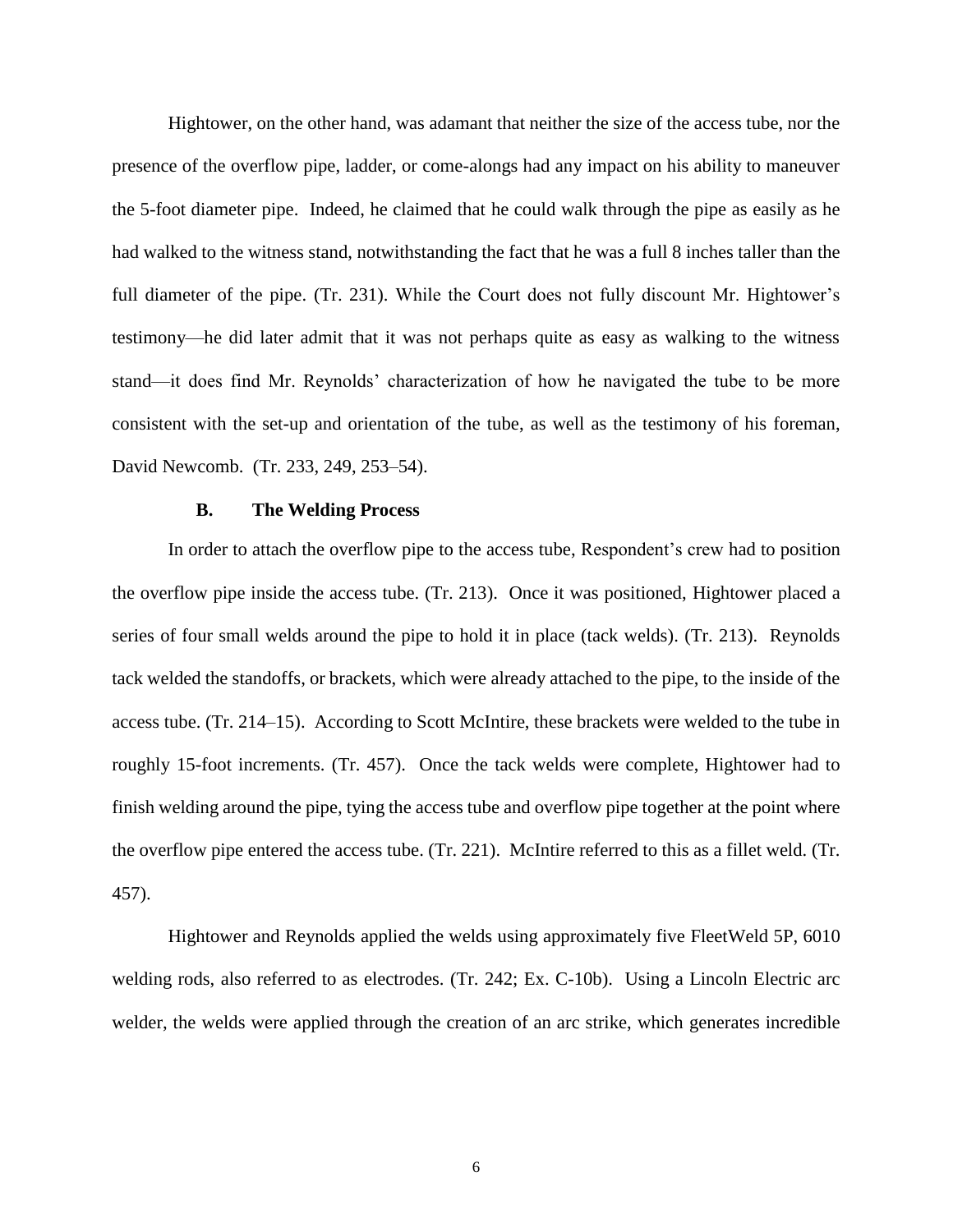Hightower, on the other hand, was adamant that neither the size of the access tube, nor the presence of the overflow pipe, ladder, or come-alongs had any impact on his ability to maneuver the 5-foot diameter pipe. Indeed, he claimed that he could walk through the pipe as easily as he had walked to the witness stand, notwithstanding the fact that he was a full 8 inches taller than the full diameter of the pipe. (Tr. 231). While the Court does not fully discount Mr. Hightower's testimony—he did later admit that it was not perhaps quite as easy as walking to the witness stand—it does find Mr. Reynolds' characterization of how he navigated the tube to be more consistent with the set-up and orientation of the tube, as well as the testimony of his foreman, David Newcomb. (Tr. 233, 249, 253–54).

### B. The Welding Process

In order to attach the overflow pipe to the access tube, Respondent's crew had to position the overflow pipe inside the access tube. (Tr. 213). Once it was positioned, Hightower placed a series of four small welds around the pipe to hold it in place (tack welds). (Tr. 213). Reynolds tack welded the standoffs, or brackets, which were already attached to the pipe, to the inside of the access tube. (Tr. 214–15). According to Scott McIntire, these brackets were welded to the tube in roughly 15-foot increments. (Tr. 457). Once the tack welds were complete, Hightower had to finish welding around the pipe, tying the access tube and overflow pipe together at the point where the overflow pipe entered the access tube. (Tr. 221). McIntire referred to this as a fillet weld. (Tr. 457).

Hightower and Reynolds applied the welds using approximately five FleetWeld 5P, 6010 welding rods, also referred to as electrodes. (Tr. 242; Ex. C-10b). Using a Lincoln Electric arc welder, the welds were applied through the creation of an arc strike, which generates incredible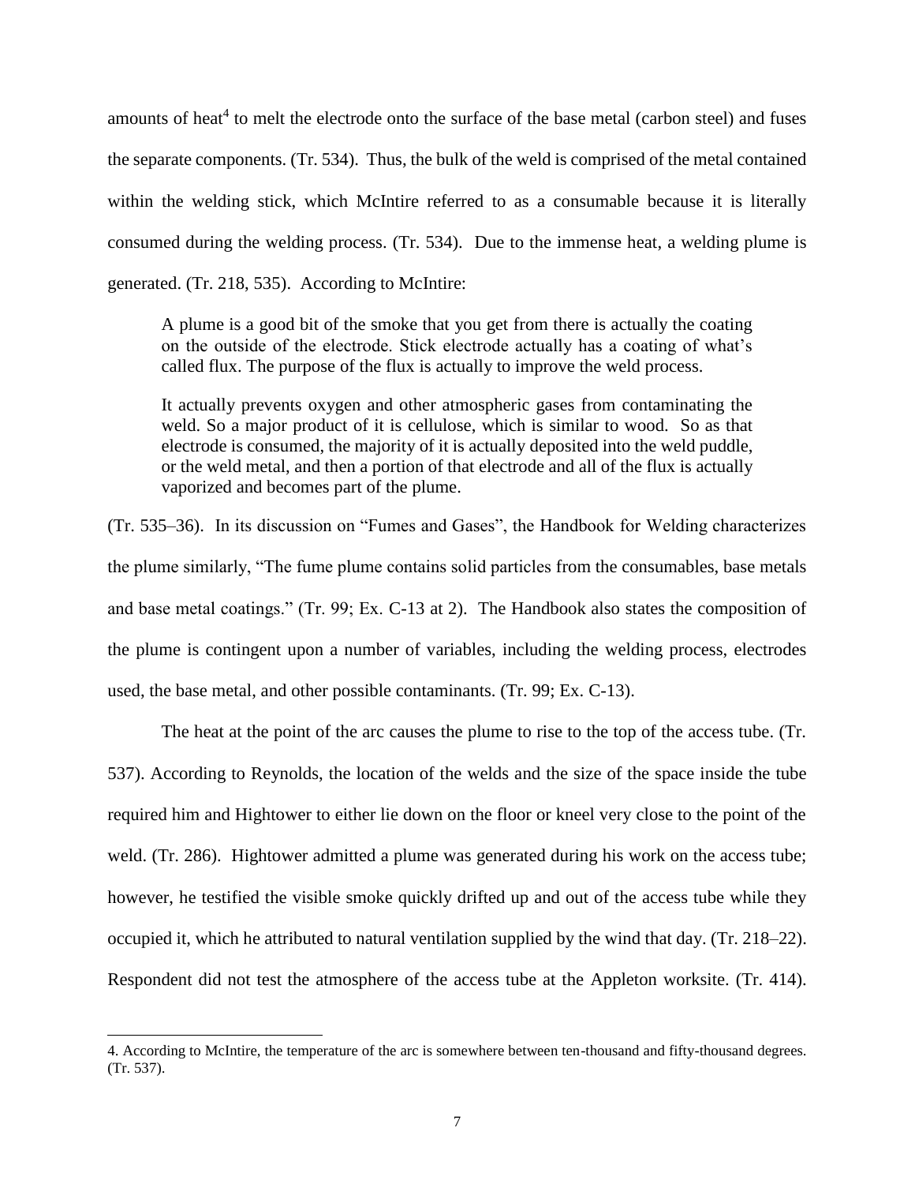amounts of heat[4] to melt the electrode onto the surface of the base metal (carbon steel) and fuses the separate components. (Tr. 534). Thus, the bulk of the weld is comprised of the metal contained within the welding stick, which McIntire referred to as a consumable because it is literally consumed during the welding process. (Tr. 534). Due to the immense heat, a welding plume is generated. (Tr. 218, 535). According to McIntire:

> A plume is a good bit of the smoke that you get from there is actually the coating on the outside of the electrode. Stick electrode actually has a coating of what's called flux. The purpose of the flux is actually to improve the weld process.
>
> It actually prevents oxygen and other atmospheric gases from contaminating the weld. So a major product of it is cellulose, which is similar to wood. So as that electrode is consumed, the majority of it is actually deposited into the weld puddle, or the weld metal, and then a portion of that electrode and all of the flux is actually vaporized and becomes part of the plume.

(Tr. 535–36). In its discussion on "Fumes and Gases", the Handbook for Welding characterizes the plume similarly, "The fume plume contains solid particles from the consumables, base metals and base metal coatings." (Tr. 99; Ex. C-13 at 2). The Handbook also states the composition of the plume is contingent upon a number of variables, including the welding process, electrodes used, the base metal, and other possible contaminants. (Tr. 99; Ex. C-13).

The heat at the point of the arc causes the plume to rise to the top of the access tube. (Tr. 537). According to Reynolds, the location of the welds and the size of the space inside the tube required him and Hightower to either lie down on the floor or kneel very close to the point of the weld. (Tr. 286). Hightower admitted a plume was generated during his work on the access tube; however, he testified the visible smoke quickly drifted up and out of the access tube while they occupied it, which he attributed to natural ventilation supplied by the wind that day. (Tr. 218–22). Respondent did not test the atmosphere of the access tube at the Appleton worksite. (Tr. 414).

---

4. According to McIntire, the temperature of the arc is somewhere between ten-thousand and fifty-thousand degrees. (Tr. 537).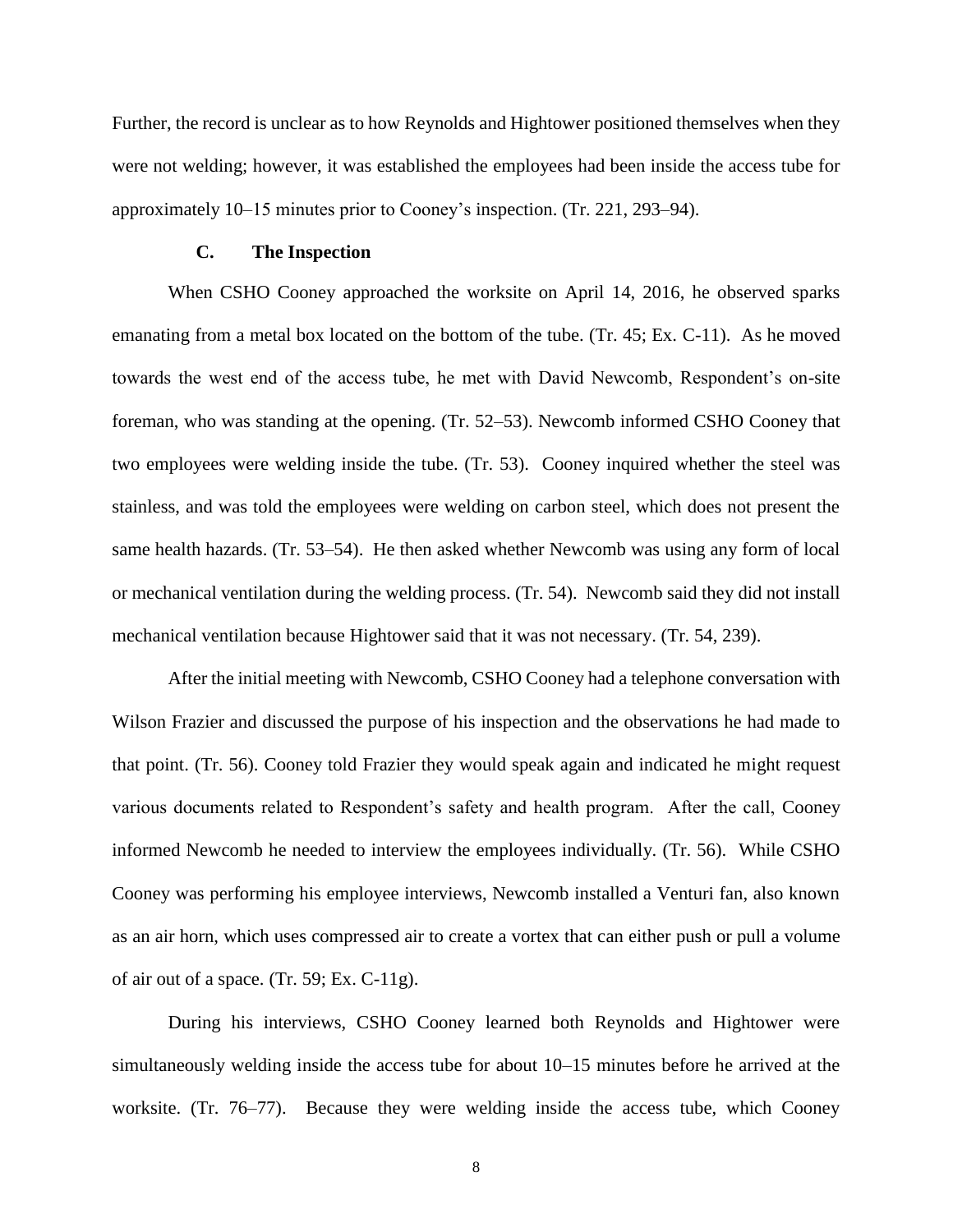Further, the record is unclear as to how Reynolds and Hightower positioned themselves when they were not welding; however, it was established the employees had been inside the access tube for approximately 10–15 minutes prior to Cooney's inspection. (Tr. 221, 293–94).

### C. The Inspection

When CSHO Cooney approached the worksite on April 14, 2016, he observed sparks emanating from a metal box located on the bottom of the tube. (Tr. 45; Ex. C-11). As he moved towards the west end of the access tube, he met with David Newcomb, Respondent's on-site foreman, who was standing at the opening. (Tr. 52–53). Newcomb informed CSHO Cooney that two employees were welding inside the tube. (Tr. 53). Cooney inquired whether the steel was stainless, and was told the employees were welding on carbon steel, which does not present the same health hazards. (Tr. 53–54). He then asked whether Newcomb was using any form of local or mechanical ventilation during the welding process. (Tr. 54). Newcomb said they did not install mechanical ventilation because Hightower said that it was not necessary. (Tr. 54, 239).

After the initial meeting with Newcomb, CSHO Cooney had a telephone conversation with Wilson Frazier and discussed the purpose of his inspection and the observations he had made to that point. (Tr. 56). Cooney told Frazier they would speak again and indicated he might request various documents related to Respondent's safety and health program. After the call, Cooney informed Newcomb he needed to interview the employees individually. (Tr. 56). While CSHO Cooney was performing his employee interviews, Newcomb installed a Venturi fan, also known as an air horn, which uses compressed air to create a vortex that can either push or pull a volume of air out of a space. (Tr. 59; Ex. C-11g).

During his interviews, CSHO Cooney learned both Reynolds and Hightower were simultaneously welding inside the access tube for about 10–15 minutes before he arrived at the worksite. (Tr. 76–77). Because they were welding inside the access tube, which Cooney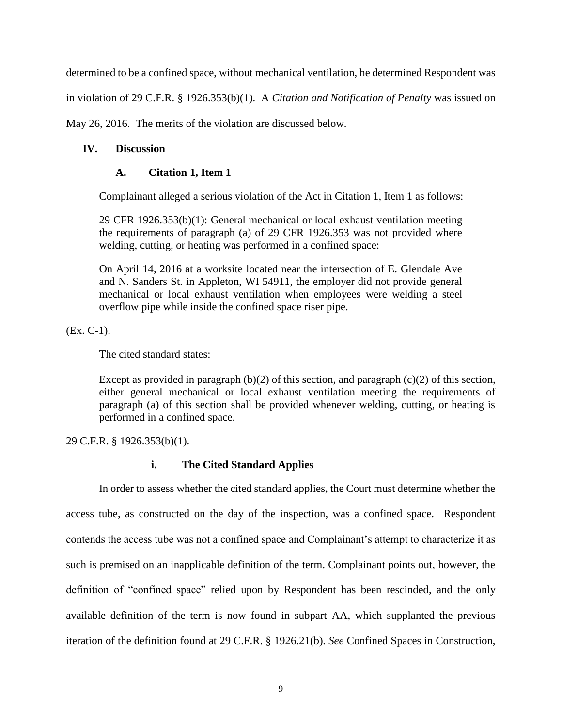determined to be a confined space, without mechanical ventilation, he determined Respondent was in violation of 29 C.F.R. § 1926.353(b)(1). A *Citation and Notification of Penalty* was issued on May 26, 2016. The merits of the violation are discussed below.

## IV. Discussion

### A. Citation 1, Item 1

Complainant alleged a serious violation of the Act in Citation 1, Item 1 as follows:

> 29 CFR 1926.353(b)(1): General mechanical or local exhaust ventilation meeting the requirements of paragraph (a) of 29 CFR 1926.353 was not provided where welding, cutting, or heating was performed in a confined space:
>
> On April 14, 2016 at a worksite located near the intersection of E. Glendale Ave and N. Sanders St. in Appleton, WI 54911, the employer did not provide general mechanical or local exhaust ventilation when employees were welding a steel overflow pipe while inside the confined space riser pipe.

(Ex. C-1).

The cited standard states:

> Except as provided in paragraph (b)(2) of this section, and paragraph (c)(2) of this section, either general mechanical or local exhaust ventilation meeting the requirements of paragraph (a) of this section shall be provided whenever welding, cutting, or heating is performed in a confined space.

29 C.F.R. § 1926.353(b)(1).

#### i. The Cited Standard Applies

In order to assess whether the cited standard applies, the Court must determine whether the access tube, as constructed on the day of the inspection, was a confined space. Respondent contends the access tube was not a confined space and Complainant's attempt to characterize it as such is premised on an inapplicable definition of the term. Complainant points out, however, the definition of "confined space" relied upon by Respondent has been rescinded, and the only available definition of the term is now found in subpart AA, which supplanted the previous iteration of the definition found at 29 C.F.R. § 1926.21(b). *See* Confined Spaces in Construction,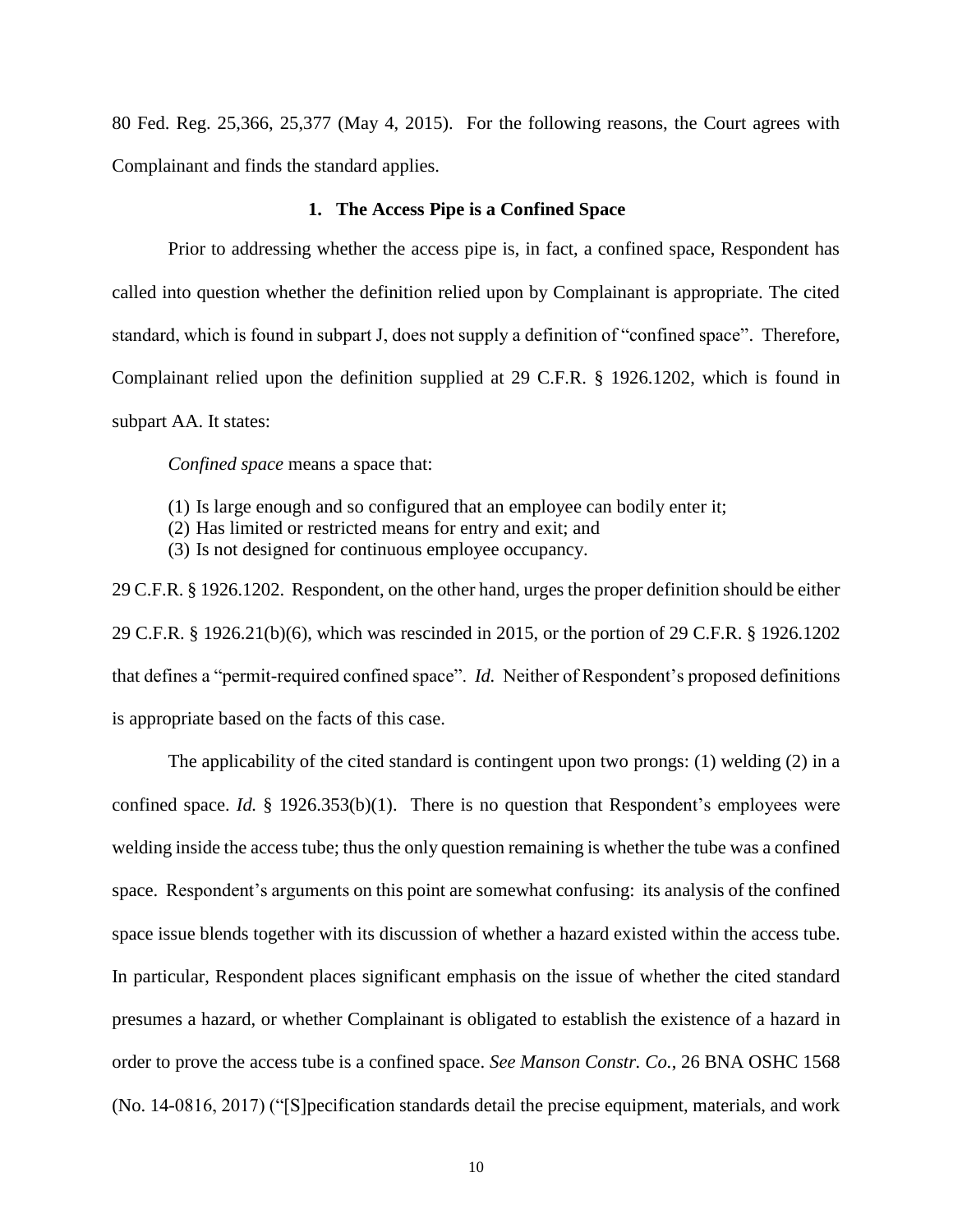80 Fed. Reg. 25,366, 25,377 (May 4, 2015). For the following reasons, the Court agrees with Complainant and finds the standard applies.

### 1. The Access Pipe is a Confined Space

Prior to addressing whether the access pipe is, in fact, a confined space, Respondent has called into question whether the definition relied upon by Complainant is appropriate. The cited standard, which is found in subpart J, does not supply a definition of "confined space". Therefore, Complainant relied upon the definition supplied at 29 C.F.R. § 1926.1202, which is found in subpart AA. It states:

> *Confined space* means a space that:
>
> (1) Is large enough and so configured that an employee can bodily enter it;
> (2) Has limited or restricted means for entry and exit; and
> (3) Is not designed for continuous employee occupancy.

29 C.F.R. § 1926.1202. Respondent, on the other hand, urges the proper definition should be either 29 C.F.R. § 1926.21(b)(6), which was rescinded in 2015, or the portion of 29 C.F.R. § 1926.1202 that defines a "permit-required confined space". *Id.* Neither of Respondent's proposed definitions is appropriate based on the facts of this case.

The applicability of the cited standard is contingent upon two prongs: (1) welding (2) in a confined space. *Id.* § 1926.353(b)(1). There is no question that Respondent's employees were welding inside the access tube; thus the only question remaining is whether the tube was a confined space. Respondent's arguments on this point are somewhat confusing: its analysis of the confined space issue blends together with its discussion of whether a hazard existed within the access tube. In particular, Respondent places significant emphasis on the issue of whether the cited standard presumes a hazard, or whether Complainant is obligated to establish the existence of a hazard in order to prove the access tube is a confined space. *See Manson Constr. Co.*, 26 BNA OSHC 1568 (No. 14-0816, 2017) ("[S]pecification standards detail the precise equipment, materials, and work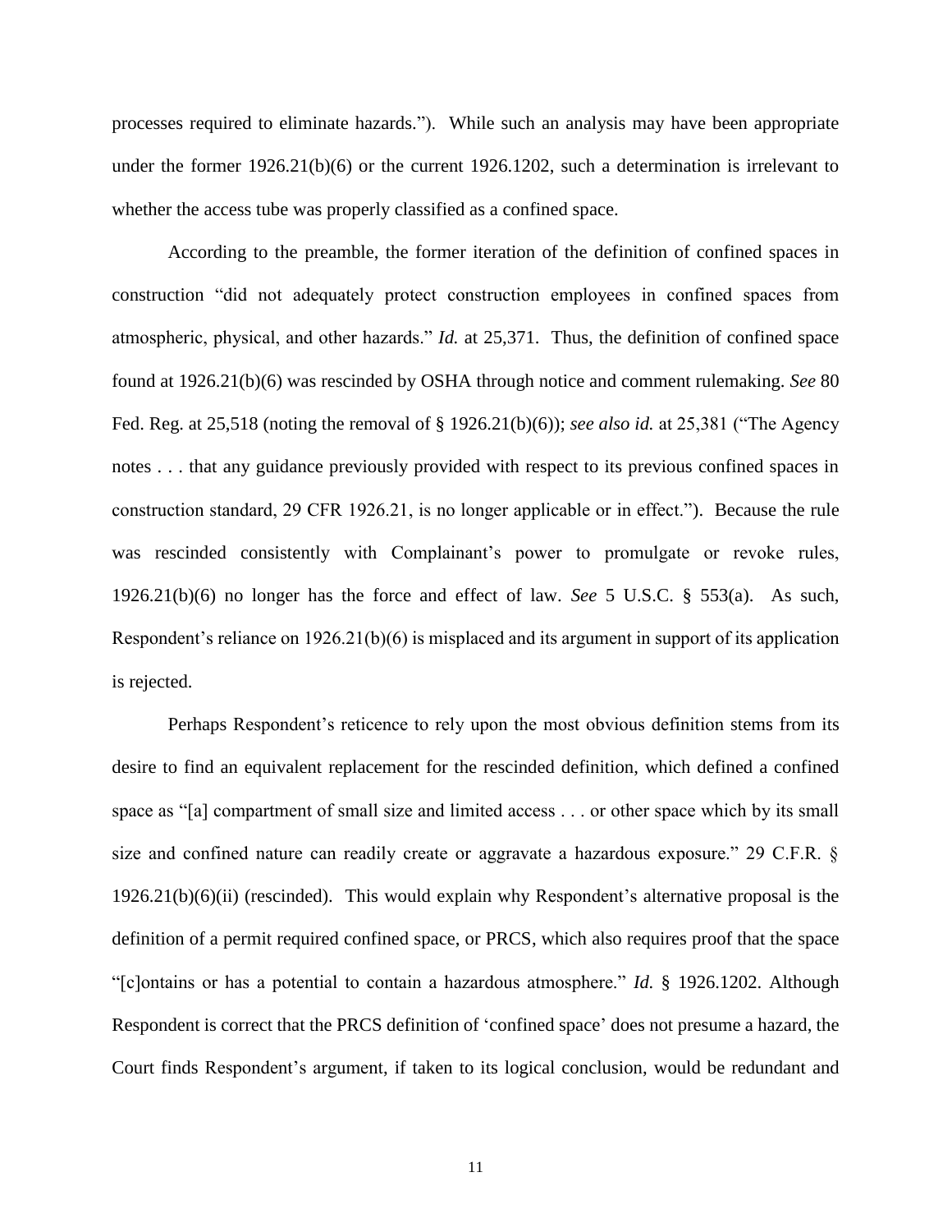processes required to eliminate hazards."). While such an analysis may have been appropriate under the former 1926.21(b)(6) or the current 1926.1202, such a determination is irrelevant to whether the access tube was properly classified as a confined space.

According to the preamble, the former iteration of the definition of confined spaces in construction "did not adequately protect construction employees in confined spaces from atmospheric, physical, and other hazards." *Id.* at 25,371. Thus, the definition of confined space found at 1926.21(b)(6) was rescinded by OSHA through notice and comment rulemaking. *See* 80 Fed. Reg. at 25,518 (noting the removal of § 1926.21(b)(6)); *see also id.* at 25,381 ("The Agency notes . . . that any guidance previously provided with respect to its previous confined spaces in construction standard, 29 CFR 1926.21, is no longer applicable or in effect."). Because the rule was rescinded consistently with Complainant's power to promulgate or revoke rules, 1926.21(b)(6) no longer has the force and effect of law. *See* 5 U.S.C. § 553(a). As such, Respondent's reliance on 1926.21(b)(6) is misplaced and its argument in support of its application is rejected.

Perhaps Respondent's reticence to rely upon the most obvious definition stems from its desire to find an equivalent replacement for the rescinded definition, which defined a confined space as "[a] compartment of small size and limited access . . . or other space which by its small size and confined nature can readily create or aggravate a hazardous exposure." 29 C.F.R. § 1926.21(b)(6)(ii) (rescinded). This would explain why Respondent's alternative proposal is the definition of a permit required confined space, or PRCS, which also requires proof that the space "[c]ontains or has a potential to contain a hazardous atmosphere." *Id.* § 1926.1202. Although Respondent is correct that the PRCS definition of 'confined space' does not presume a hazard, the Court finds Respondent's argument, if taken to its logical conclusion, would be redundant and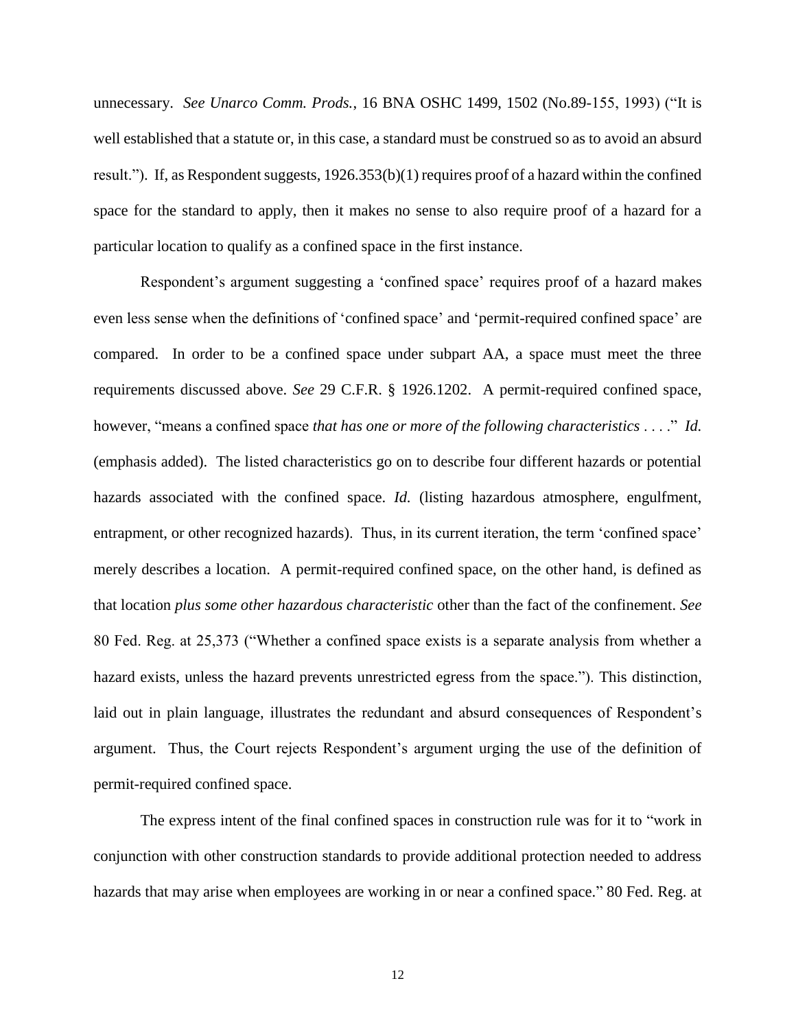unnecessary. *See Unarco Comm. Prods.*, 16 BNA OSHC 1499, 1502 (No.89-155, 1993) ("It is well established that a statute or, in this case, a standard must be construed so as to avoid an absurd result."). If, as Respondent suggests, 1926.353(b)(1) requires proof of a hazard within the confined space for the standard to apply, then it makes no sense to also require proof of a hazard for a particular location to qualify as a confined space in the first instance.

Respondent's argument suggesting a 'confined space' requires proof of a hazard makes even less sense when the definitions of 'confined space' and 'permit-required confined space' are compared. In order to be a confined space under subpart AA, a space must meet the three requirements discussed above. *See* 29 C.F.R. § 1926.1202. A permit-required confined space, however, "means a confined space *that has one or more of the following characteristics* . . . ." *Id.* (emphasis added). The listed characteristics go on to describe four different hazards or potential hazards associated with the confined space. *Id.* (listing hazardous atmosphere, engulfment, entrapment, or other recognized hazards). Thus, in its current iteration, the term 'confined space' merely describes a location. A permit-required confined space, on the other hand, is defined as that location *plus some other hazardous characteristic* other than the fact of the confinement. *See* 80 Fed. Reg. at 25,373 ("Whether a confined space exists is a separate analysis from whether a hazard exists, unless the hazard prevents unrestricted egress from the space."). This distinction, laid out in plain language, illustrates the redundant and absurd consequences of Respondent's argument. Thus, the Court rejects Respondent's argument urging the use of the definition of permit-required confined space.

The express intent of the final confined spaces in construction rule was for it to "work in conjunction with other construction standards to provide additional protection needed to address hazards that may arise when employees are working in or near a confined space." 80 Fed. Reg. at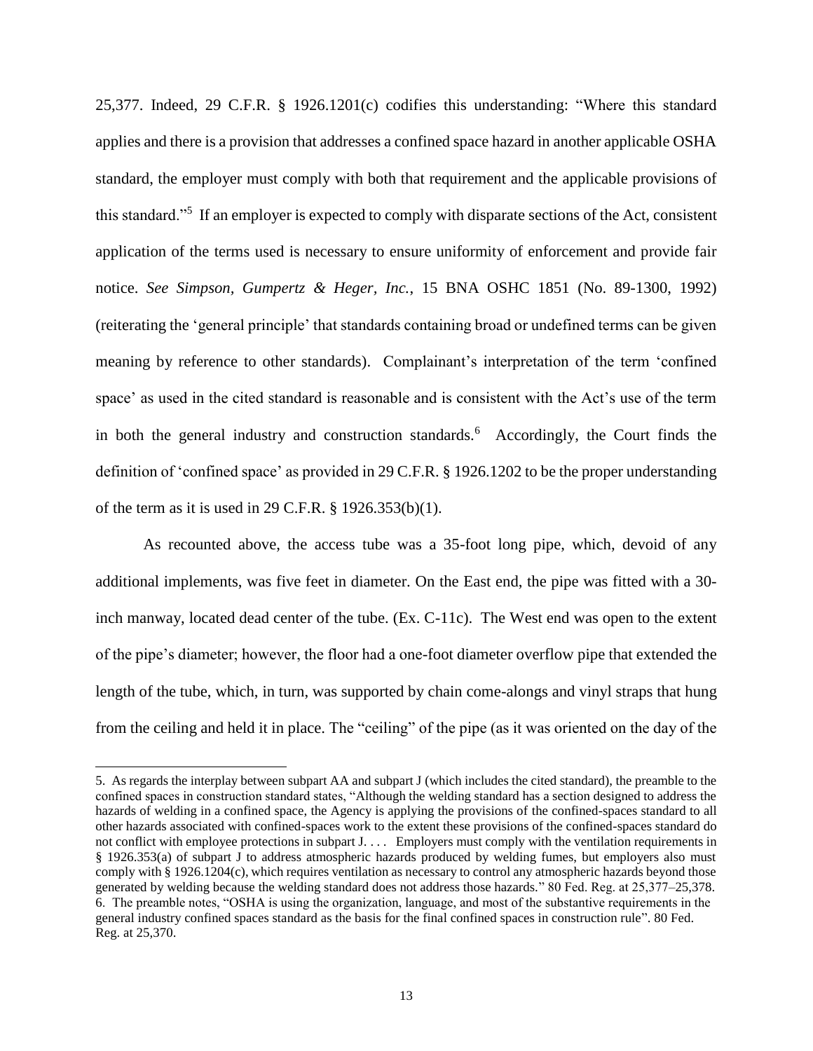25,377. Indeed, 29 C.F.R. § 1926.1201(c) codifies this understanding: "Where this standard applies and there is a provision that addresses a confined space hazard in another applicable OSHA standard, the employer must comply with both that requirement and the applicable provisions of this standard."[5] If an employer is expected to comply with disparate sections of the Act, consistent application of the terms used is necessary to ensure uniformity of enforcement and provide fair notice. *See Simpson, Gumpertz & Heger, Inc.*, 15 BNA OSHC 1851 (No. 89-1300, 1992) (reiterating the 'general principle' that standards containing broad or undefined terms can be given meaning by reference to other standards). Complainant's interpretation of the term 'confined space' as used in the cited standard is reasonable and is consistent with the Act's use of the term in both the general industry and construction standards.[6] Accordingly, the Court finds the definition of 'confined space' as provided in 29 C.F.R. § 1926.1202 to be the proper understanding of the term as it is used in 29 C.F.R. § 1926.353(b)(1).

As recounted above, the access tube was a 35-foot long pipe, which, devoid of any additional implements, was five feet in diameter. On the East end, the pipe was fitted with a 30-inch manway, located dead center of the tube. (Ex. C-11c). The West end was open to the extent of the pipe's diameter; however, the floor had a one-foot diameter overflow pipe that extended the length of the tube, which, in turn, was supported by chain come-alongs and vinyl straps that hung from the ceiling and held it in place. The "ceiling" of the pipe (as it was oriented on the day of the

---

5. As regards the interplay between subpart AA and subpart J (which includes the cited standard), the preamble to the confined spaces in construction standard states, "Although the welding standard has a section designed to address the hazards of welding in a confined space, the Agency is applying the provisions of the confined-spaces standard to all other hazards associated with confined-spaces work to the extent these provisions of the confined-spaces standard do not conflict with employee protections in subpart J. . . . Employers must comply with the ventilation requirements in § 1926.353(a) of subpart J to address atmospheric hazards produced by welding fumes, but employers also must comply with § 1926.1204(c), which requires ventilation as necessary to control any atmospheric hazards beyond those generated by welding because the welding standard does not address those hazards." 80 Fed. Reg. at 25,377–25,378.

6. The preamble notes, "OSHA is using the organization, language, and most of the substantive requirements in the general industry confined spaces standard as the basis for the final confined spaces in construction rule". 80 Fed. Reg. at 25,370.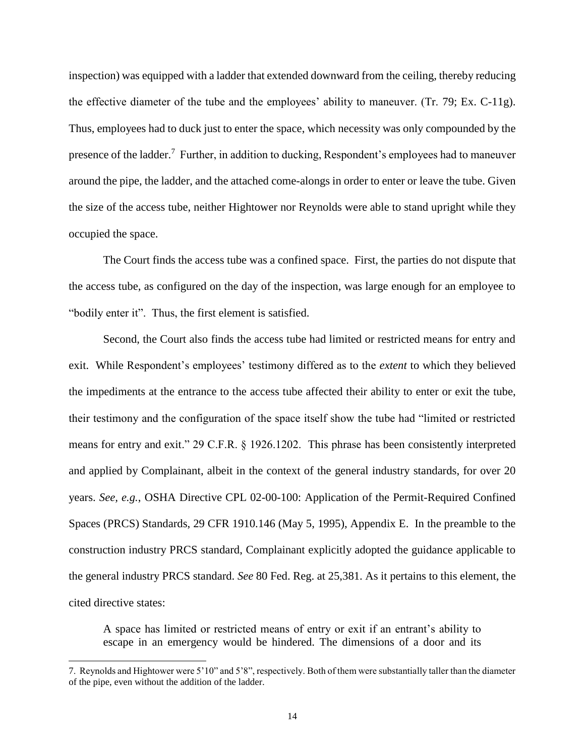inspection) was equipped with a ladder that extended downward from the ceiling, thereby reducing the effective diameter of the tube and the employees' ability to maneuver. (Tr. 79; Ex. C-11g). Thus, employees had to duck just to enter the space, which necessity was only compounded by the presence of the ladder.[7] Further, in addition to ducking, Respondent's employees had to maneuver around the pipe, the ladder, and the attached come-alongs in order to enter or leave the tube. Given the size of the access tube, neither Hightower nor Reynolds were able to stand upright while they occupied the space.

The Court finds the access tube was a confined space. First, the parties do not dispute that the access tube, as configured on the day of the inspection, was large enough for an employee to "bodily enter it". Thus, the first element is satisfied.

Second, the Court also finds the access tube had limited or restricted means for entry and exit. While Respondent's employees' testimony differed as to the *extent* to which they believed the impediments at the entrance to the access tube affected their ability to enter or exit the tube, their testimony and the configuration of the space itself show the tube had "limited or restricted means for entry and exit." 29 C.F.R. § 1926.1202. This phrase has been consistently interpreted and applied by Complainant, albeit in the context of the general industry standards, for over 20 years. *See, e.g.*, OSHA Directive CPL 02-00-100: Application of the Permit-Required Confined Spaces (PRCS) Standards, 29 CFR 1910.146 (May 5, 1995), Appendix E. In the preamble to the construction industry PRCS standard, Complainant explicitly adopted the guidance applicable to the general industry PRCS standard. *See* 80 Fed. Reg. at 25,381. As it pertains to this element, the cited directive states:

> A space has limited or restricted means of entry or exit if an entrant's ability to escape in an emergency would be hindered. The dimensions of a door and its

---

7. Reynolds and Hightower were 5'10" and 5'8", respectively. Both of them were substantially taller than the diameter of the pipe, even without the addition of the ladder.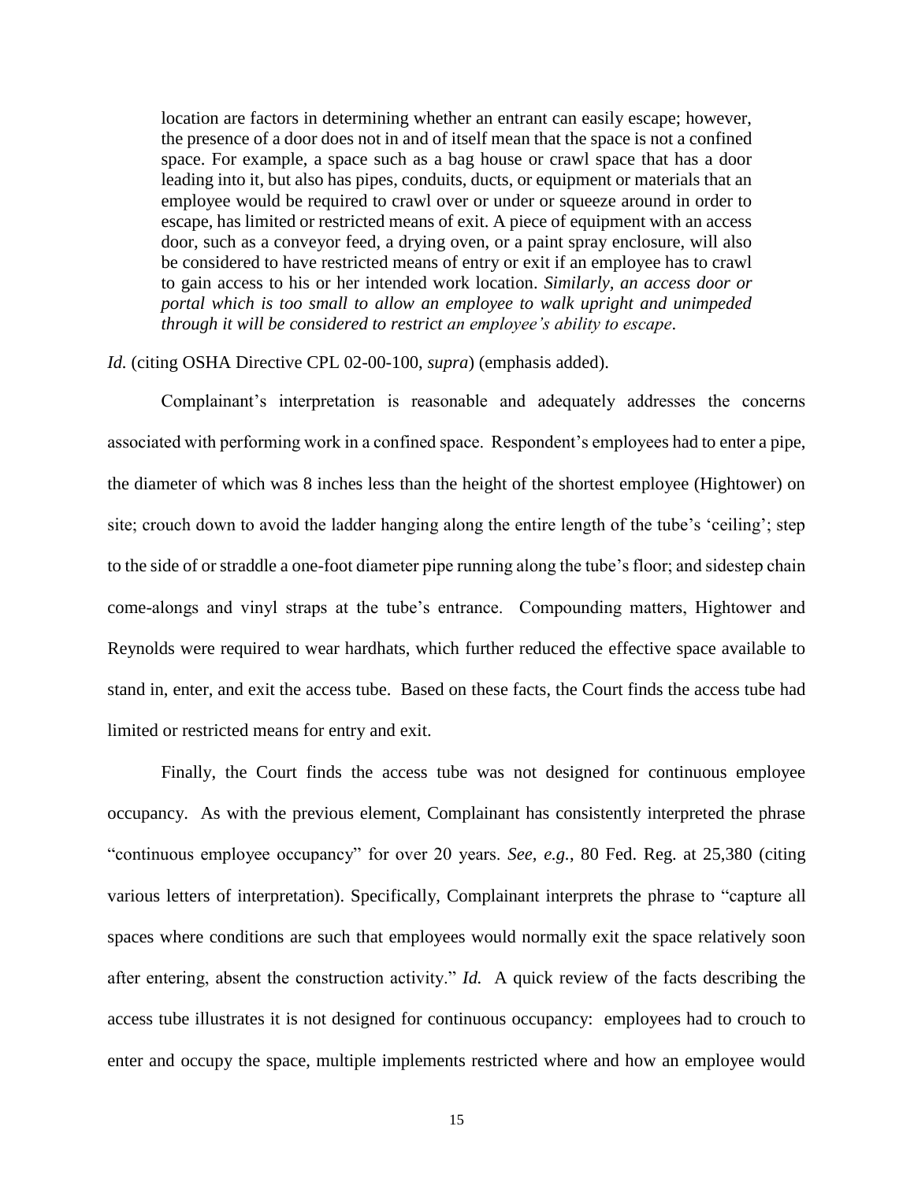> location are factors in determining whether an entrant can easily escape; however, the presence of a door does not in and of itself mean that the space is not a confined space. For example, a space such as a bag house or crawl space that has a door leading into it, but also has pipes, conduits, ducts, or equipment or materials that an employee would be required to crawl over or under or squeeze around in order to escape, has limited or restricted means of exit. A piece of equipment with an access door, such as a conveyor feed, a drying oven, or a paint spray enclosure, will also be considered to have restricted means of entry or exit if an employee has to crawl to gain access to his or her intended work location. *Similarly, an access door or portal which is too small to allow an employee to walk upright and unimpeded through it will be considered to restrict an employee's ability to escape*.

*Id.* (citing OSHA Directive CPL 02-00-100, *supra*) (emphasis added).

Complainant's interpretation is reasonable and adequately addresses the concerns associated with performing work in a confined space. Respondent's employees had to enter a pipe, the diameter of which was 8 inches less than the height of the shortest employee (Hightower) on site; crouch down to avoid the ladder hanging along the entire length of the tube's 'ceiling'; step to the side of or straddle a one-foot diameter pipe running along the tube's floor; and sidestep chain come-alongs and vinyl straps at the tube's entrance. Compounding matters, Hightower and Reynolds were required to wear hardhats, which further reduced the effective space available to stand in, enter, and exit the access tube. Based on these facts, the Court finds the access tube had limited or restricted means for entry and exit.

Finally, the Court finds the access tube was not designed for continuous employee occupancy. As with the previous element, Complainant has consistently interpreted the phrase "continuous employee occupancy" for over 20 years. *See, e.g.*, 80 Fed. Reg. at 25,380 (citing various letters of interpretation). Specifically, Complainant interprets the phrase to "capture all spaces where conditions are such that employees would normally exit the space relatively soon after entering, absent the construction activity." *Id.* A quick review of the facts describing the access tube illustrates it is not designed for continuous occupancy: employees had to crouch to enter and occupy the space, multiple implements restricted where and how an employee would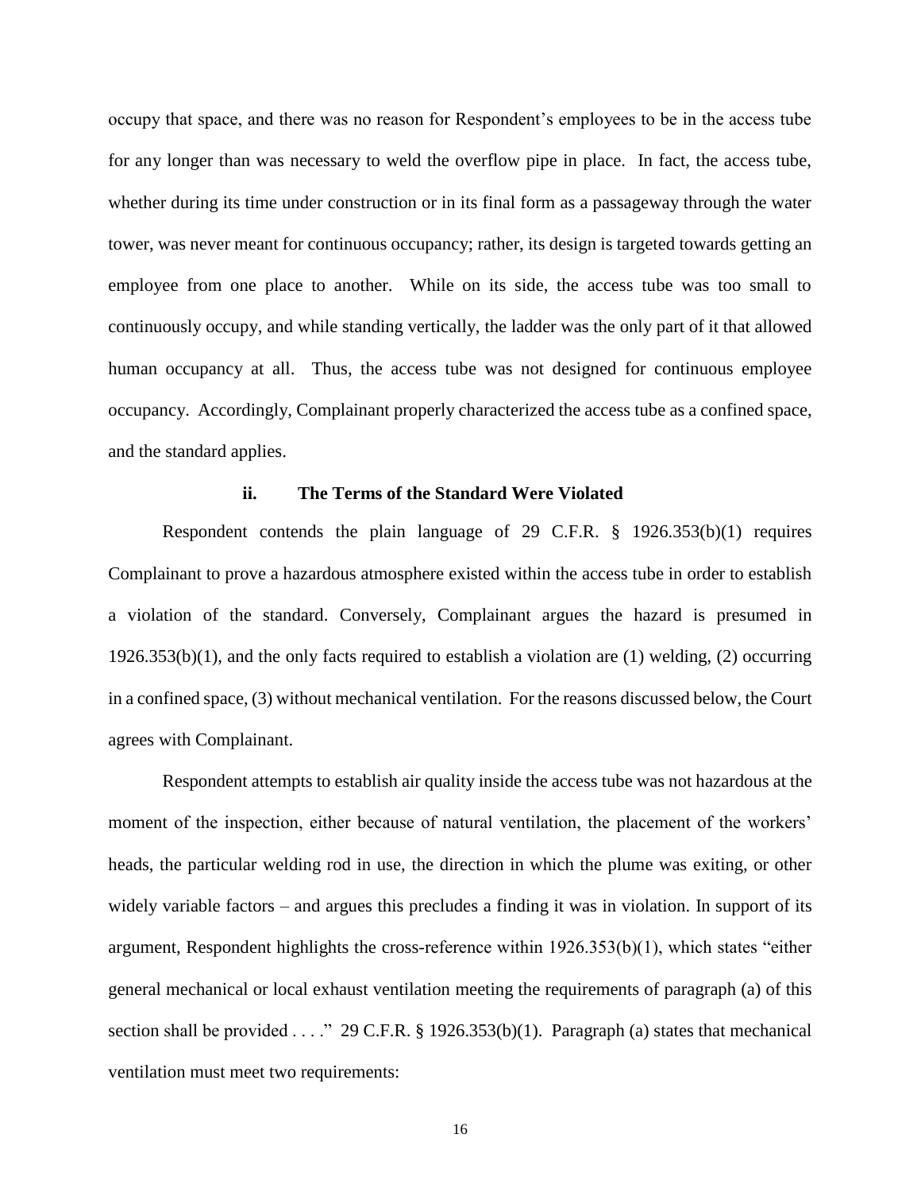occupy that space, and there was no reason for Respondent's employees to be in the access tube for any longer than was necessary to weld the overflow pipe in place. In fact, the access tube, whether during its time under construction or in its final form as a passageway through the water tower, was never meant for continuous occupancy; rather, its design is targeted towards getting an employee from one place to another. While on its side, the access tube was too small to continuously occupy, and while standing vertically, the ladder was the only part of it that allowed human occupancy at all. Thus, the access tube was not designed for continuous employee occupancy. Accordingly, Complainant properly characterized the access tube as a confined space, and the standard applies.

#### ii. The Terms of the Standard Were Violated

Respondent contends the plain language of 29 C.F.R. § 1926.353(b)(1) requires Complainant to prove a hazardous atmosphere existed within the access tube in order to establish a violation of the standard. Conversely, Complainant argues the hazard is presumed in 1926.353(b)(1), and the only facts required to establish a violation are (1) welding, (2) occurring in a confined space, (3) without mechanical ventilation. For the reasons discussed below, the Court agrees with Complainant.

Respondent attempts to establish air quality inside the access tube was not hazardous at the moment of the inspection, either because of natural ventilation, the placement of the workers' heads, the particular welding rod in use, the direction in which the plume was exiting, or other widely variable factors – and argues this precludes a finding it was in violation. In support of its argument, Respondent highlights the cross-reference within 1926.353(b)(1), which states "either general mechanical or local exhaust ventilation meeting the requirements of paragraph (a) of this section shall be provided . . . ." 29 C.F.R. § 1926.353(b)(1). Paragraph (a) states that mechanical ventilation must meet two requirements: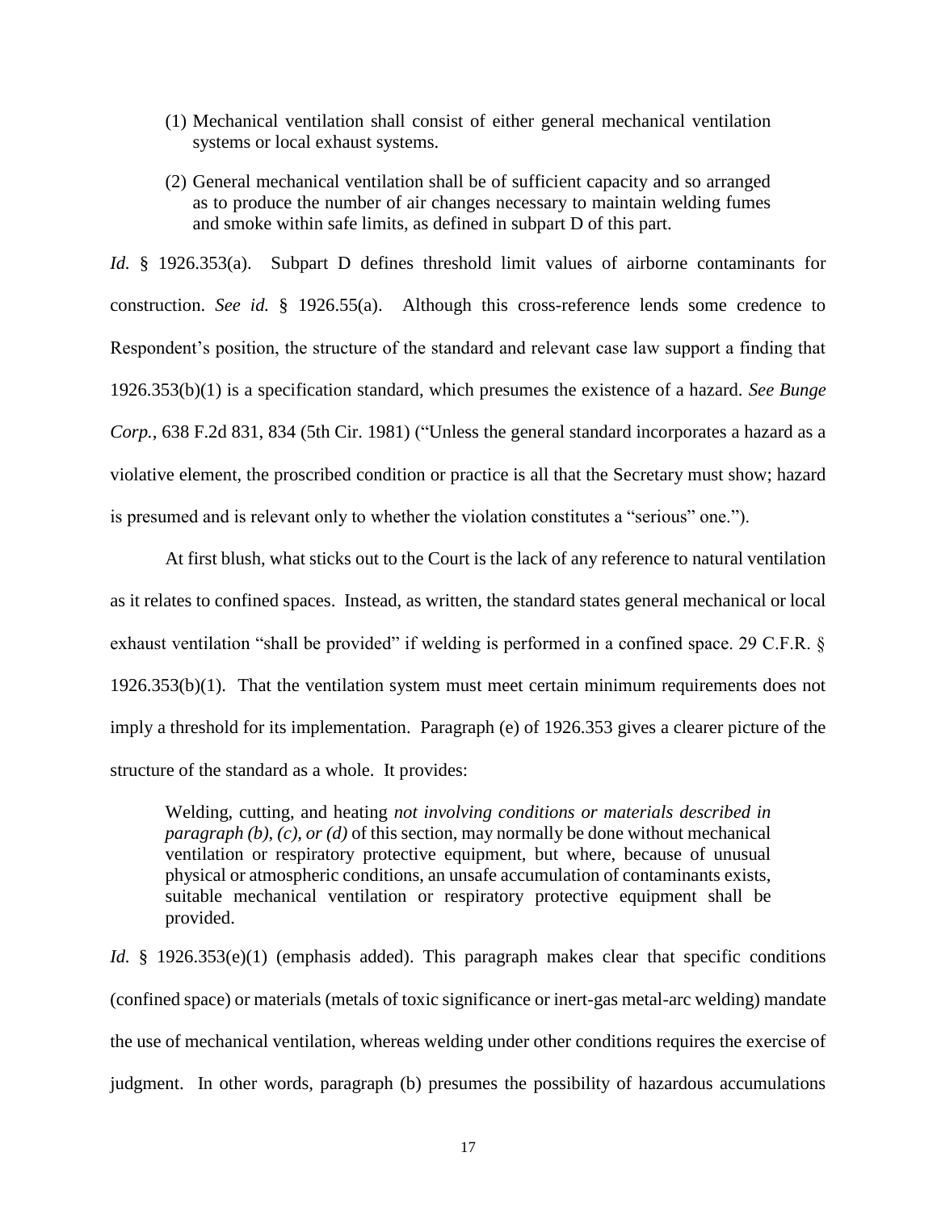> (1) Mechanical ventilation shall consist of either general mechanical ventilation systems or local exhaust systems.
>
> (2) General mechanical ventilation shall be of sufficient capacity and so arranged as to produce the number of air changes necessary to maintain welding fumes and smoke within safe limits, as defined in subpart D of this part.

*Id.* § 1926.353(a). Subpart D defines threshold limit values of airborne contaminants for construction. *See id.* § 1926.55(a). Although this cross-reference lends some credence to Respondent's position, the structure of the standard and relevant case law support a finding that 1926.353(b)(1) is a specification standard, which presumes the existence of a hazard. *See Bunge Corp.*, 638 F.2d 831, 834 (5th Cir. 1981) ("Unless the general standard incorporates a hazard as a violative element, the proscribed condition or practice is all that the Secretary must show; hazard is presumed and is relevant only to whether the violation constitutes a "serious" one.").

At first blush, what sticks out to the Court is the lack of any reference to natural ventilation as it relates to confined spaces. Instead, as written, the standard states general mechanical or local exhaust ventilation "shall be provided" if welding is performed in a confined space. 29 C.F.R. § 1926.353(b)(1). That the ventilation system must meet certain minimum requirements does not imply a threshold for its implementation. Paragraph (e) of 1926.353 gives a clearer picture of the structure of the standard as a whole. It provides:

> Welding, cutting, and heating *not involving conditions or materials described in paragraph (b), (c), or (d)* of this section, may normally be done without mechanical ventilation or respiratory protective equipment, but where, because of unusual physical or atmospheric conditions, an unsafe accumulation of contaminants exists, suitable mechanical ventilation or respiratory protective equipment shall be provided.

*Id.* § 1926.353(e)(1) (emphasis added). This paragraph makes clear that specific conditions (confined space) or materials (metals of toxic significance or inert-gas metal-arc welding) mandate the use of mechanical ventilation, whereas welding under other conditions requires the exercise of judgment. In other words, paragraph (b) presumes the possibility of hazardous accumulations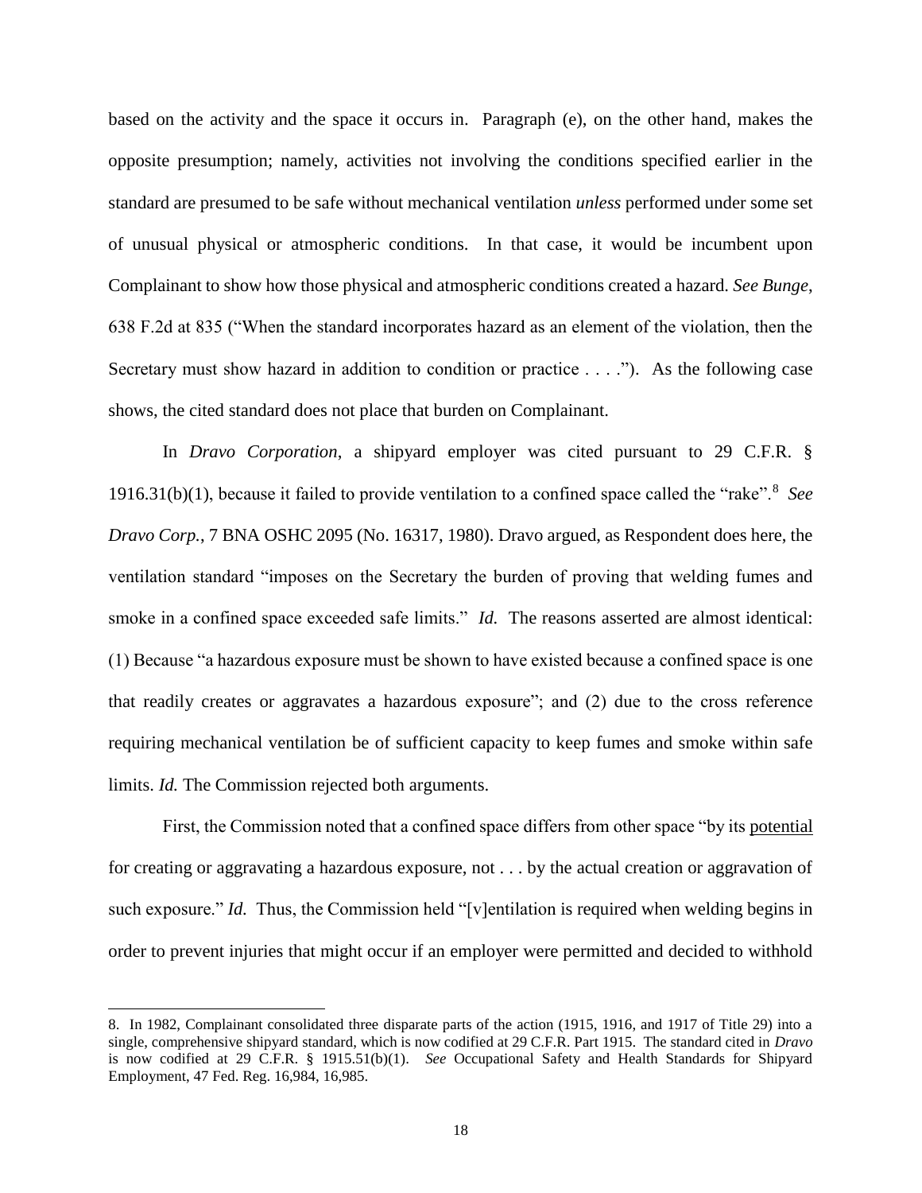based on the activity and the space it occurs in. Paragraph (e), on the other hand, makes the opposite presumption; namely, activities not involving the conditions specified earlier in the standard are presumed to be safe without mechanical ventilation *unless* performed under some set of unusual physical or atmospheric conditions. In that case, it would be incumbent upon Complainant to show how those physical and atmospheric conditions created a hazard. *See Bunge*, 638 F.2d at 835 ("When the standard incorporates hazard as an element of the violation, then the Secretary must show hazard in addition to condition or practice . . . ."). As the following case shows, the cited standard does not place that burden on Complainant.

In *Dravo Corporation*, a shipyard employer was cited pursuant to 29 C.F.R. § 1916.31(b)(1), because it failed to provide ventilation to a confined space called the "rake".[8] *See Dravo Corp.*, 7 BNA OSHC 2095 (No. 16317, 1980). Dravo argued, as Respondent does here, the ventilation standard "imposes on the Secretary the burden of proving that welding fumes and smoke in a confined space exceeded safe limits." *Id.* The reasons asserted are almost identical: (1) Because "a hazardous exposure must be shown to have existed because a confined space is one that readily creates or aggravates a hazardous exposure"; and (2) due to the cross reference requiring mechanical ventilation be of sufficient capacity to keep fumes and smoke within safe limits. *Id.* The Commission rejected both arguments.

First, the Commission noted that a confined space differs from other space "by its <u>potential</u> for creating or aggravating a hazardous exposure, not . . . by the actual creation or aggravation of such exposure." *Id.* Thus, the Commission held "[v]entilation is required when welding begins in order to prevent injuries that might occur if an employer were permitted and decided to withhold

---

8. In 1982, Complainant consolidated three disparate parts of the action (1915, 1916, and 1917 of Title 29) into a single, comprehensive shipyard standard, which is now codified at 29 C.F.R. Part 1915. The standard cited in *Dravo* is now codified at 29 C.F.R. § 1915.51(b)(1). *See* Occupational Safety and Health Standards for Shipyard Employment, 47 Fed. Reg. 16,984, 16,985.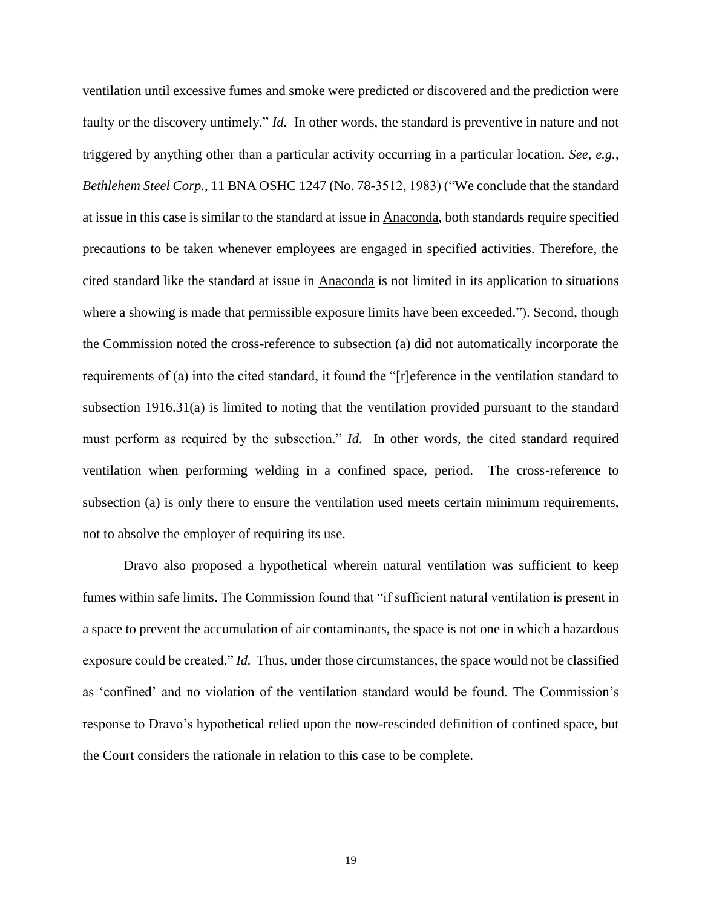ventilation until excessive fumes and smoke were predicted or discovered and the prediction were faulty or the discovery untimely." *Id.* In other words, the standard is preventive in nature and not triggered by anything other than a particular activity occurring in a particular location. *See, e.g., Bethlehem Steel Corp.*, 11 BNA OSHC 1247 (No. 78-3512, 1983) ("We conclude that the standard at issue in this case is similar to the standard at issue in Anaconda, both standards require specified precautions to be taken whenever employees are engaged in specified activities. Therefore, the cited standard like the standard at issue in Anaconda is not limited in its application to situations where a showing is made that permissible exposure limits have been exceeded."). Second, though the Commission noted the cross-reference to subsection (a) did not automatically incorporate the requirements of (a) into the cited standard, it found the "[r]eference in the ventilation standard to subsection 1916.31(a) is limited to noting that the ventilation provided pursuant to the standard must perform as required by the subsection." *Id.* In other words, the cited standard required ventilation when performing welding in a confined space, period. The cross-reference to subsection (a) is only there to ensure the ventilation used meets certain minimum requirements, not to absolve the employer of requiring its use.

Dravo also proposed a hypothetical wherein natural ventilation was sufficient to keep fumes within safe limits. The Commission found that "if sufficient natural ventilation is present in a space to prevent the accumulation of air contaminants, the space is not one in which a hazardous exposure could be created." *Id.* Thus, under those circumstances, the space would not be classified as 'confined' and no violation of the ventilation standard would be found. The Commission's response to Dravo's hypothetical relied upon the now-rescinded definition of confined space, but the Court considers the rationale in relation to this case to be complete.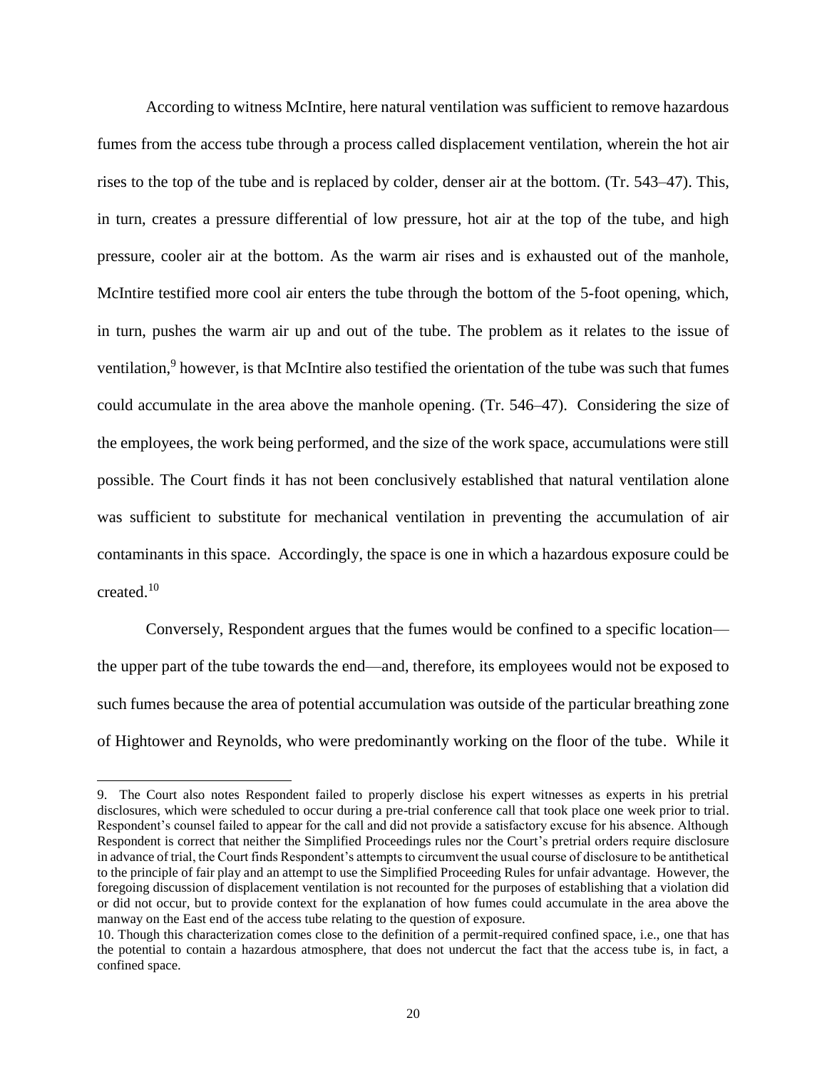According to witness McIntire, here natural ventilation was sufficient to remove hazardous fumes from the access tube through a process called displacement ventilation, wherein the hot air rises to the top of the tube and is replaced by colder, denser air at the bottom. (Tr. 543–47). This, in turn, creates a pressure differential of low pressure, hot air at the top of the tube, and high pressure, cooler air at the bottom. As the warm air rises and is exhausted out of the manhole, McIntire testified more cool air enters the tube through the bottom of the 5-foot opening, which, in turn, pushes the warm air up and out of the tube. The problem as it relates to the issue of ventilation,[9] however, is that McIntire also testified the orientation of the tube was such that fumes could accumulate in the area above the manhole opening. (Tr. 546–47). Considering the size of the employees, the work being performed, and the size of the work space, accumulations were still possible. The Court finds it has not been conclusively established that natural ventilation alone was sufficient to substitute for mechanical ventilation in preventing the accumulation of air contaminants in this space. Accordingly, the space is one in which a hazardous exposure could be created.[10]

Conversely, Respondent argues that the fumes would be confined to a specific location—the upper part of the tube towards the end—and, therefore, its employees would not be exposed to such fumes because the area of potential accumulation was outside of the particular breathing zone of Hightower and Reynolds, who were predominantly working on the floor of the tube. While it

---

9. The Court also notes Respondent failed to properly disclose his expert witnesses as experts in his pretrial disclosures, which were scheduled to occur during a pre-trial conference call that took place one week prior to trial. Respondent's counsel failed to appear for the call and did not provide a satisfactory excuse for his absence. Although Respondent is correct that neither the Simplified Proceedings rules nor the Court's pretrial orders require disclosure in advance of trial, the Court finds Respondent's attempts to circumvent the usual course of disclosure to be antithetical to the principle of fair play and an attempt to use the Simplified Proceeding Rules for unfair advantage. However, the foregoing discussion of displacement ventilation is not recounted for the purposes of establishing that a violation did or did not occur, but to provide context for the explanation of how fumes could accumulate in the area above the manway on the East end of the access tube relating to the question of exposure.

10. Though this characterization comes close to the definition of a permit-required confined space, i.e., one that has the potential to contain a hazardous atmosphere, that does not undercut the fact that the access tube is, in fact, a confined space.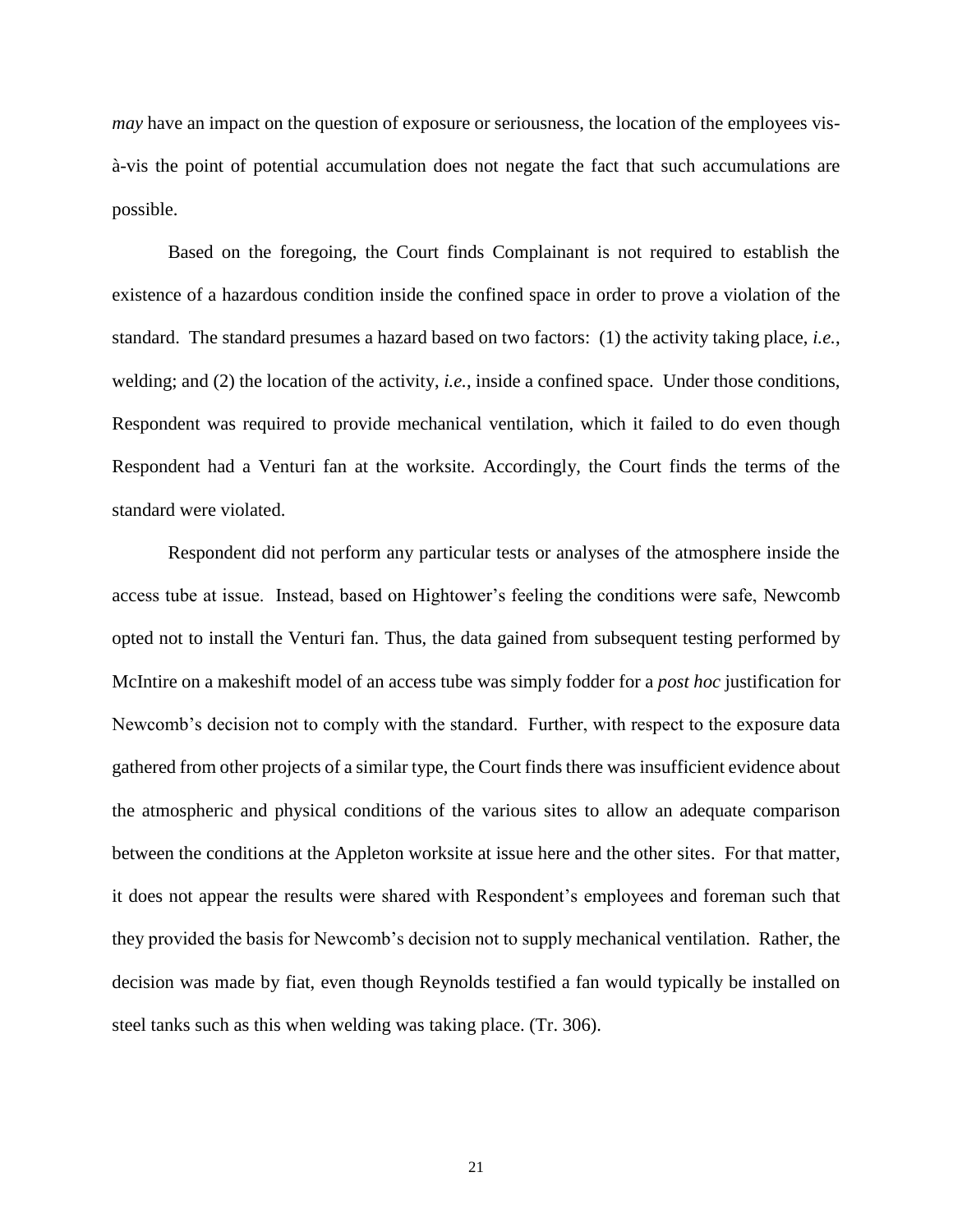*may* have an impact on the question of exposure or seriousness, the location of the employees vis-à-vis the point of potential accumulation does not negate the fact that such accumulations are possible.

Based on the foregoing, the Court finds Complainant is not required to establish the existence of a hazardous condition inside the confined space in order to prove a violation of the standard. The standard presumes a hazard based on two factors: (1) the activity taking place, *i.e.*, welding; and (2) the location of the activity, *i.e.*, inside a confined space. Under those conditions, Respondent was required to provide mechanical ventilation, which it failed to do even though Respondent had a Venturi fan at the worksite. Accordingly, the Court finds the terms of the standard were violated.

Respondent did not perform any particular tests or analyses of the atmosphere inside the access tube at issue. Instead, based on Hightower's feeling the conditions were safe, Newcomb opted not to install the Venturi fan. Thus, the data gained from subsequent testing performed by McIntire on a makeshift model of an access tube was simply fodder for a *post hoc* justification for Newcomb's decision not to comply with the standard. Further, with respect to the exposure data gathered from other projects of a similar type, the Court finds there was insufficient evidence about the atmospheric and physical conditions of the various sites to allow an adequate comparison between the conditions at the Appleton worksite at issue here and the other sites. For that matter, it does not appear the results were shared with Respondent's employees and foreman such that they provided the basis for Newcomb's decision not to supply mechanical ventilation. Rather, the decision was made by fiat, even though Reynolds testified a fan would typically be installed on steel tanks such as this when welding was taking place. (Tr. 306).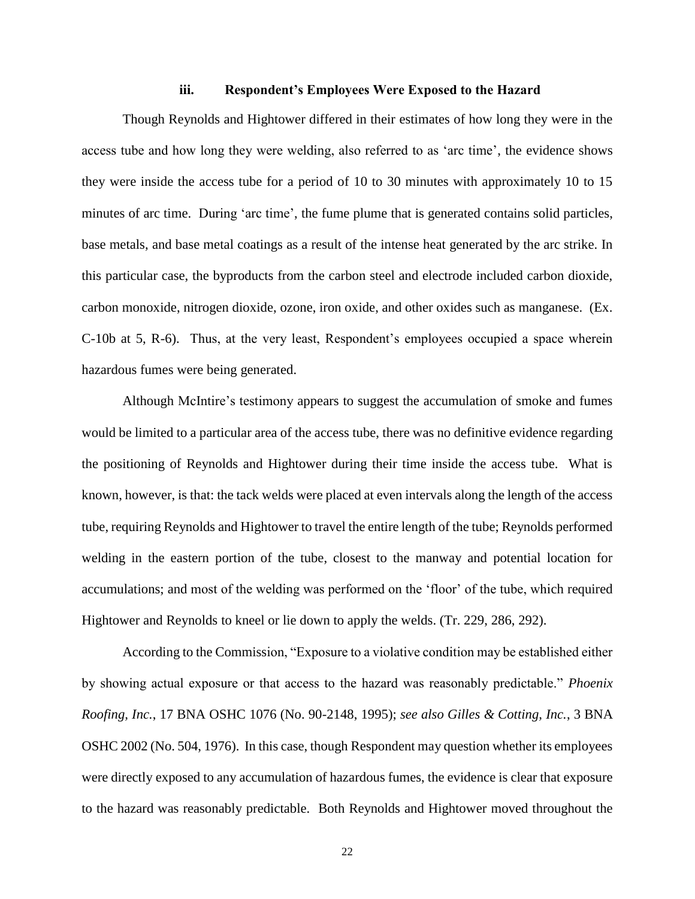### iii. Respondent's Employees Were Exposed to the Hazard

Though Reynolds and Hightower differed in their estimates of how long they were in the access tube and how long they were welding, also referred to as 'arc time', the evidence shows they were inside the access tube for a period of 10 to 30 minutes with approximately 10 to 15 minutes of arc time. During 'arc time', the fume plume that is generated contains solid particles, base metals, and base metal coatings as a result of the intense heat generated by the arc strike. In this particular case, the byproducts from the carbon steel and electrode included carbon dioxide, carbon monoxide, nitrogen dioxide, ozone, iron oxide, and other oxides such as manganese. (Ex. C-10b at 5, R-6). Thus, at the very least, Respondent's employees occupied a space wherein hazardous fumes were being generated.

Although McIntire's testimony appears to suggest the accumulation of smoke and fumes would be limited to a particular area of the access tube, there was no definitive evidence regarding the positioning of Reynolds and Hightower during their time inside the access tube. What is known, however, is that: the tack welds were placed at even intervals along the length of the access tube, requiring Reynolds and Hightower to travel the entire length of the tube; Reynolds performed welding in the eastern portion of the tube, closest to the manway and potential location for accumulations; and most of the welding was performed on the 'floor' of the tube, which required Hightower and Reynolds to kneel or lie down to apply the welds. (Tr. 229, 286, 292).

According to the Commission, "Exposure to a violative condition may be established either by showing actual exposure or that access to the hazard was reasonably predictable." *Phoenix Roofing, Inc.*, 17 BNA OSHC 1076 (No. 90-2148, 1995); *see also Gilles & Cotting, Inc.*, 3 BNA OSHC 2002 (No. 504, 1976). In this case, though Respondent may question whether its employees were directly exposed to any accumulation of hazardous fumes, the evidence is clear that exposure to the hazard was reasonably predictable. Both Reynolds and Hightower moved throughout the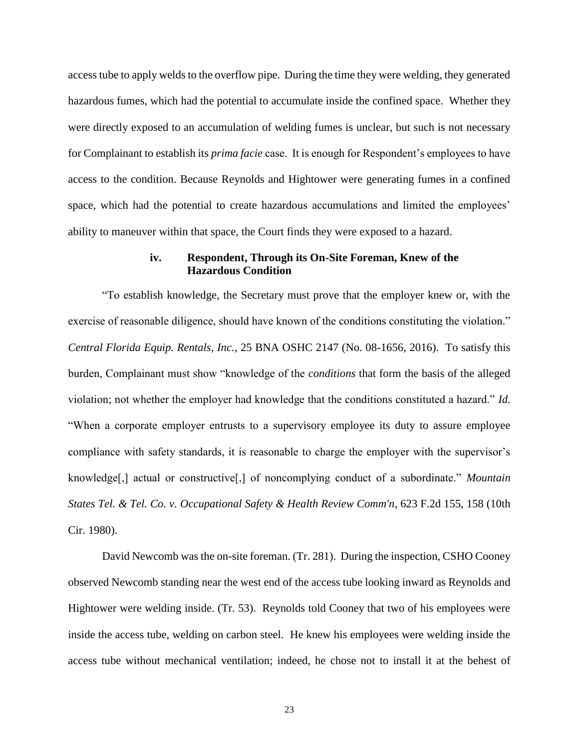access tube to apply welds to the overflow pipe. During the time they were welding, they generated hazardous fumes, which had the potential to accumulate inside the confined space. Whether they were directly exposed to an accumulation of welding fumes is unclear, but such is not necessary for Complainant to establish its *prima facie* case. It is enough for Respondent's employees to have access to the condition. Because Reynolds and Hightower were generating fumes in a confined space, which had the potential to create hazardous accumulations and limited the employees' ability to maneuver within that space, the Court finds they were exposed to a hazard.

#### iv. Respondent, Through its On-Site Foreman, Knew of the Hazardous Condition

"To establish knowledge, the Secretary must prove that the employer knew or, with the exercise of reasonable diligence, should have known of the conditions constituting the violation." *Central Florida Equip. Rentals, Inc.*, 25 BNA OSHC 2147 (No. 08-1656, 2016). To satisfy this burden, Complainant must show "knowledge of the *conditions* that form the basis of the alleged violation; not whether the employer had knowledge that the conditions constituted a hazard." *Id.* "When a corporate employer entrusts to a supervisory employee its duty to assure employee compliance with safety standards, it is reasonable to charge the employer with the supervisor's knowledge[,] actual or constructive[,] of noncomplying conduct of a subordinate." *Mountain States Tel. & Tel. Co. v. Occupational Safety & Health Review Comm'n*, 623 F.2d 155, 158 (10th Cir. 1980).

David Newcomb was the on-site foreman. (Tr. 281). During the inspection, CSHO Cooney observed Newcomb standing near the west end of the access tube looking inward as Reynolds and Hightower were welding inside. (Tr. 53). Reynolds told Cooney that two of his employees were inside the access tube, welding on carbon steel. He knew his employees were welding inside the access tube without mechanical ventilation; indeed, he chose not to install it at the behest of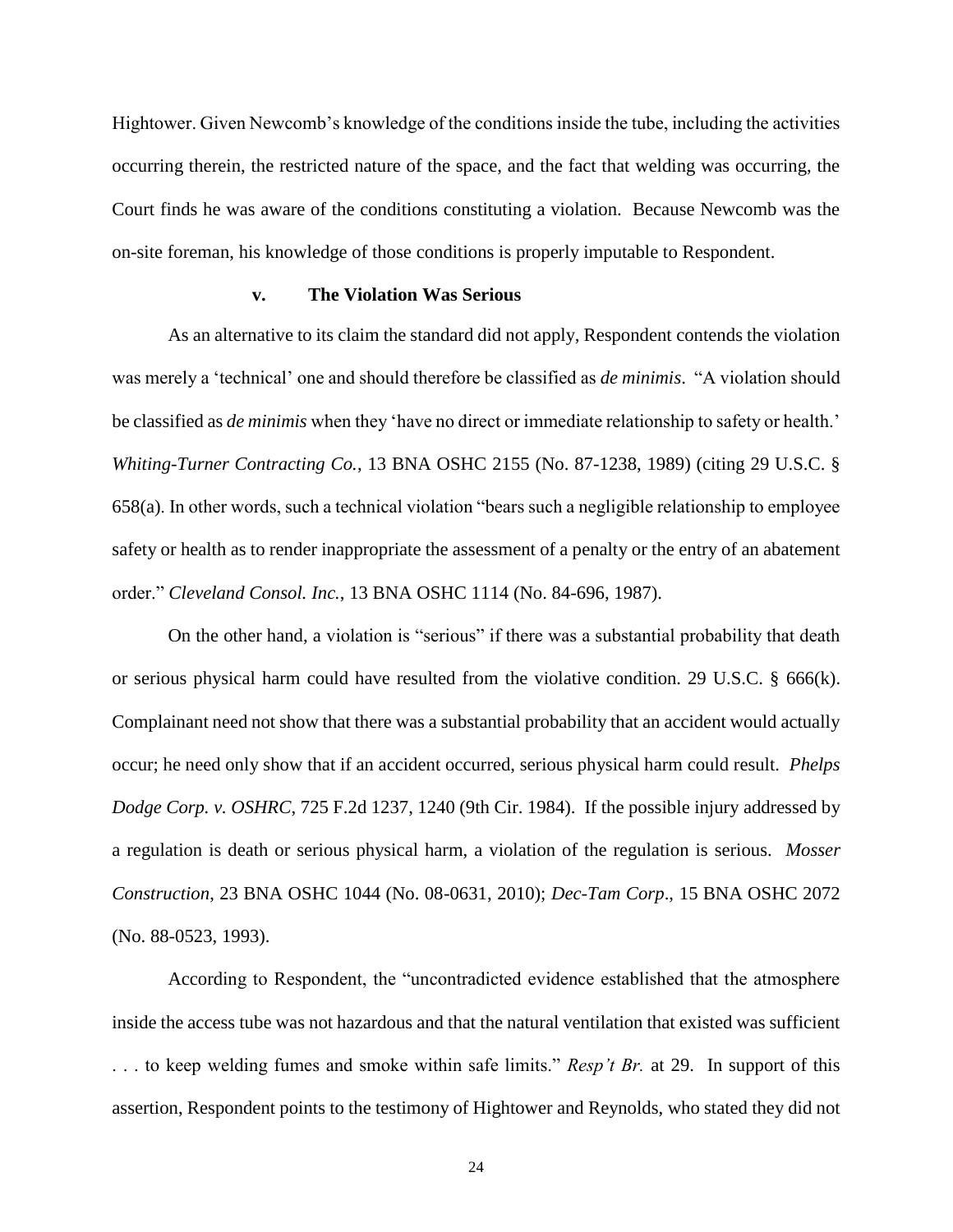Hightower. Given Newcomb's knowledge of the conditions inside the tube, including the activities occurring therein, the restricted nature of the space, and the fact that welding was occurring, the Court finds he was aware of the conditions constituting a violation. Because Newcomb was the on-site foreman, his knowledge of those conditions is properly imputable to Respondent.

#### v. The Violation Was Serious

As an alternative to its claim the standard did not apply, Respondent contends the violation was merely a 'technical' one and should therefore be classified as *de minimis*. "A violation should be classified as *de minimis* when they 'have no direct or immediate relationship to safety or health.' *Whiting-Turner Contracting Co.*, 13 BNA OSHC 2155 (No. 87-1238, 1989) (citing 29 U.S.C. § 658(a). In other words, such a technical violation "bears such a negligible relationship to employee safety or health as to render inappropriate the assessment of a penalty or the entry of an abatement order." *Cleveland Consol. Inc.*, 13 BNA OSHC 1114 (No. 84-696, 1987).

On the other hand, a violation is "serious" if there was a substantial probability that death or serious physical harm could have resulted from the violative condition. 29 U.S.C. § 666(k). Complainant need not show that there was a substantial probability that an accident would actually occur; he need only show that if an accident occurred, serious physical harm could result. *Phelps Dodge Corp. v. OSHRC*, 725 F.2d 1237, 1240 (9th Cir. 1984). If the possible injury addressed by a regulation is death or serious physical harm, a violation of the regulation is serious. *Mosser Construction*, 23 BNA OSHC 1044 (No. 08-0631, 2010); *Dec-Tam Corp*., 15 BNA OSHC 2072 (No. 88-0523, 1993).

According to Respondent, the "uncontradicted evidence established that the atmosphere inside the access tube was not hazardous and that the natural ventilation that existed was sufficient . . . to keep welding fumes and smoke within safe limits." *Resp't Br.* at 29. In support of this assertion, Respondent points to the testimony of Hightower and Reynolds, who stated they did not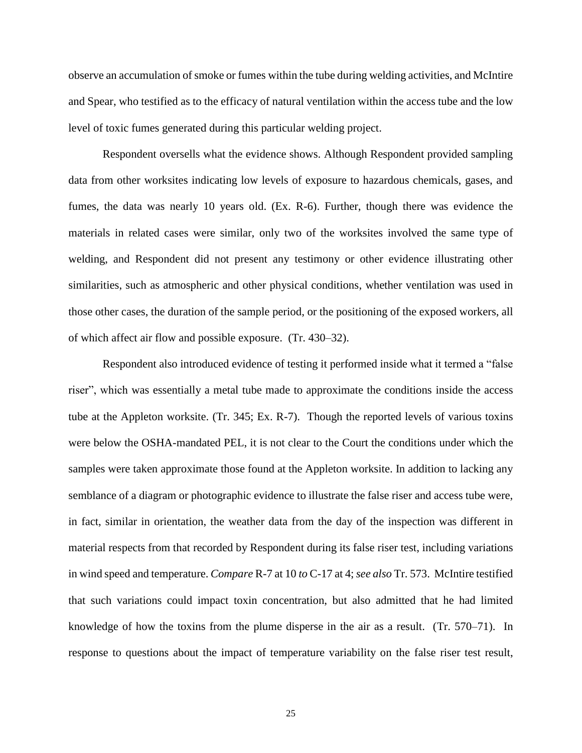observe an accumulation of smoke or fumes within the tube during welding activities, and McIntire and Spear, who testified as to the efficacy of natural ventilation within the access tube and the low level of toxic fumes generated during this particular welding project.

Respondent oversells what the evidence shows. Although Respondent provided sampling data from other worksites indicating low levels of exposure to hazardous chemicals, gases, and fumes, the data was nearly 10 years old. (Ex. R-6). Further, though there was evidence the materials in related cases were similar, only two of the worksites involved the same type of welding, and Respondent did not present any testimony or other evidence illustrating other similarities, such as atmospheric and other physical conditions, whether ventilation was used in those other cases, the duration of the sample period, or the positioning of the exposed workers, all of which affect air flow and possible exposure. (Tr. 430–32).

Respondent also introduced evidence of testing it performed inside what it termed a "false riser", which was essentially a metal tube made to approximate the conditions inside the access tube at the Appleton worksite. (Tr. 345; Ex. R-7). Though the reported levels of various toxins were below the OSHA-mandated PEL, it is not clear to the Court the conditions under which the samples were taken approximate those found at the Appleton worksite. In addition to lacking any semblance of a diagram or photographic evidence to illustrate the false riser and access tube were, in fact, similar in orientation, the weather data from the day of the inspection was different in material respects from that recorded by Respondent during its false riser test, including variations in wind speed and temperature. *Compare* R-7 at 10 *to* C-17 at 4; *see also* Tr. 573. McIntire testified that such variations could impact toxin concentration, but also admitted that he had limited knowledge of how the toxins from the plume disperse in the air as a result. (Tr. 570–71). In response to questions about the impact of temperature variability on the false riser test result,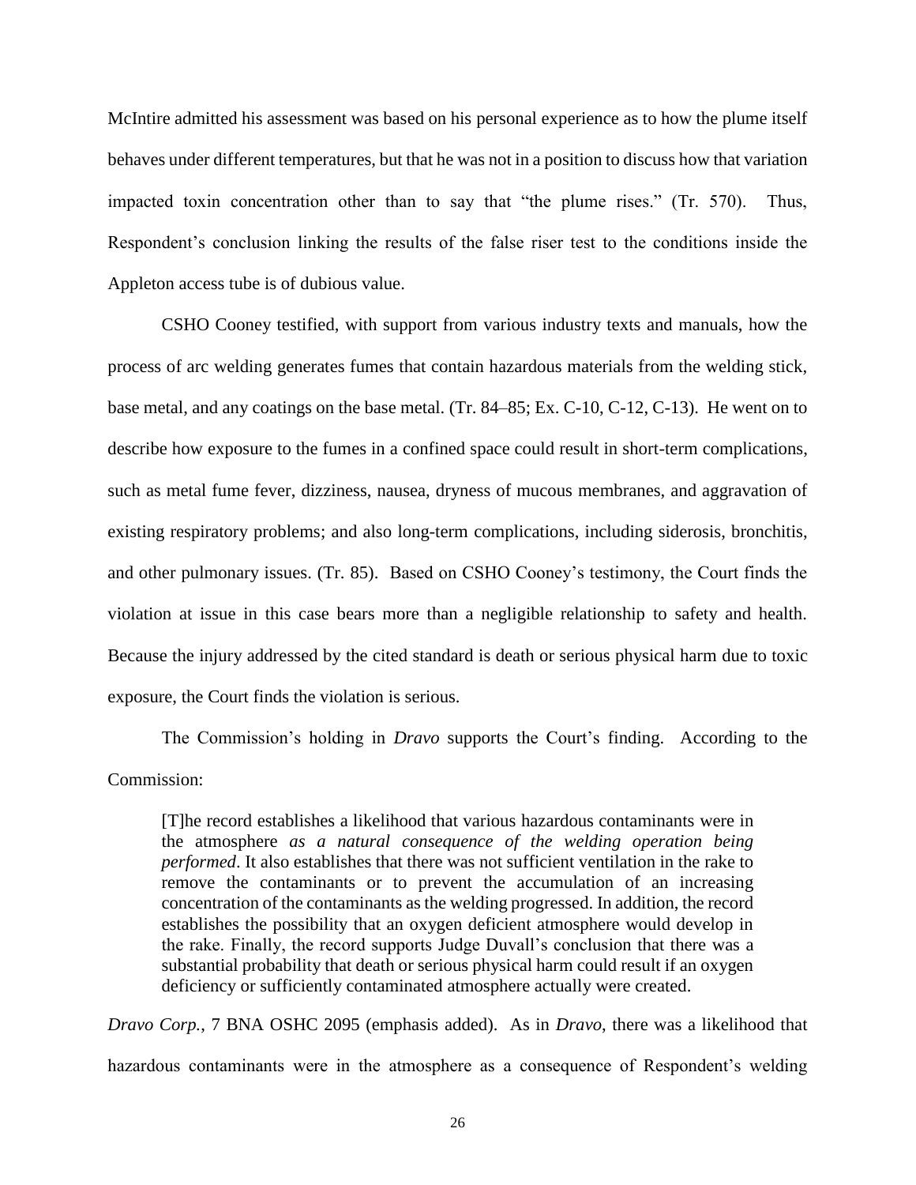McIntire admitted his assessment was based on his personal experience as to how the plume itself behaves under different temperatures, but that he was not in a position to discuss how that variation impacted toxin concentration other than to say that "the plume rises." (Tr. 570). Thus, Respondent's conclusion linking the results of the false riser test to the conditions inside the Appleton access tube is of dubious value.

CSHO Cooney testified, with support from various industry texts and manuals, how the process of arc welding generates fumes that contain hazardous materials from the welding stick, base metal, and any coatings on the base metal. (Tr. 84–85; Ex. C-10, C-12, C-13). He went on to describe how exposure to the fumes in a confined space could result in short-term complications, such as metal fume fever, dizziness, nausea, dryness of mucous membranes, and aggravation of existing respiratory problems; and also long-term complications, including siderosis, bronchitis, and other pulmonary issues. (Tr. 85). Based on CSHO Cooney's testimony, the Court finds the violation at issue in this case bears more than a negligible relationship to safety and health. Because the injury addressed by the cited standard is death or serious physical harm due to toxic exposure, the Court finds the violation is serious.

The Commission's holding in *Dravo* supports the Court's finding. According to the Commission:

> [T]he record establishes a likelihood that various hazardous contaminants were in the atmosphere *as a natural consequence of the welding operation being performed*. It also establishes that there was not sufficient ventilation in the rake to remove the contaminants or to prevent the accumulation of an increasing concentration of the contaminants as the welding progressed. In addition, the record establishes the possibility that an oxygen deficient atmosphere would develop in the rake. Finally, the record supports Judge Duvall's conclusion that there was a substantial probability that death or serious physical harm could result if an oxygen deficiency or sufficiently contaminated atmosphere actually were created.

*Dravo Corp.*, 7 BNA OSHC 2095 (emphasis added). As in *Dravo*, there was a likelihood that hazardous contaminants were in the atmosphere as a consequence of Respondent's welding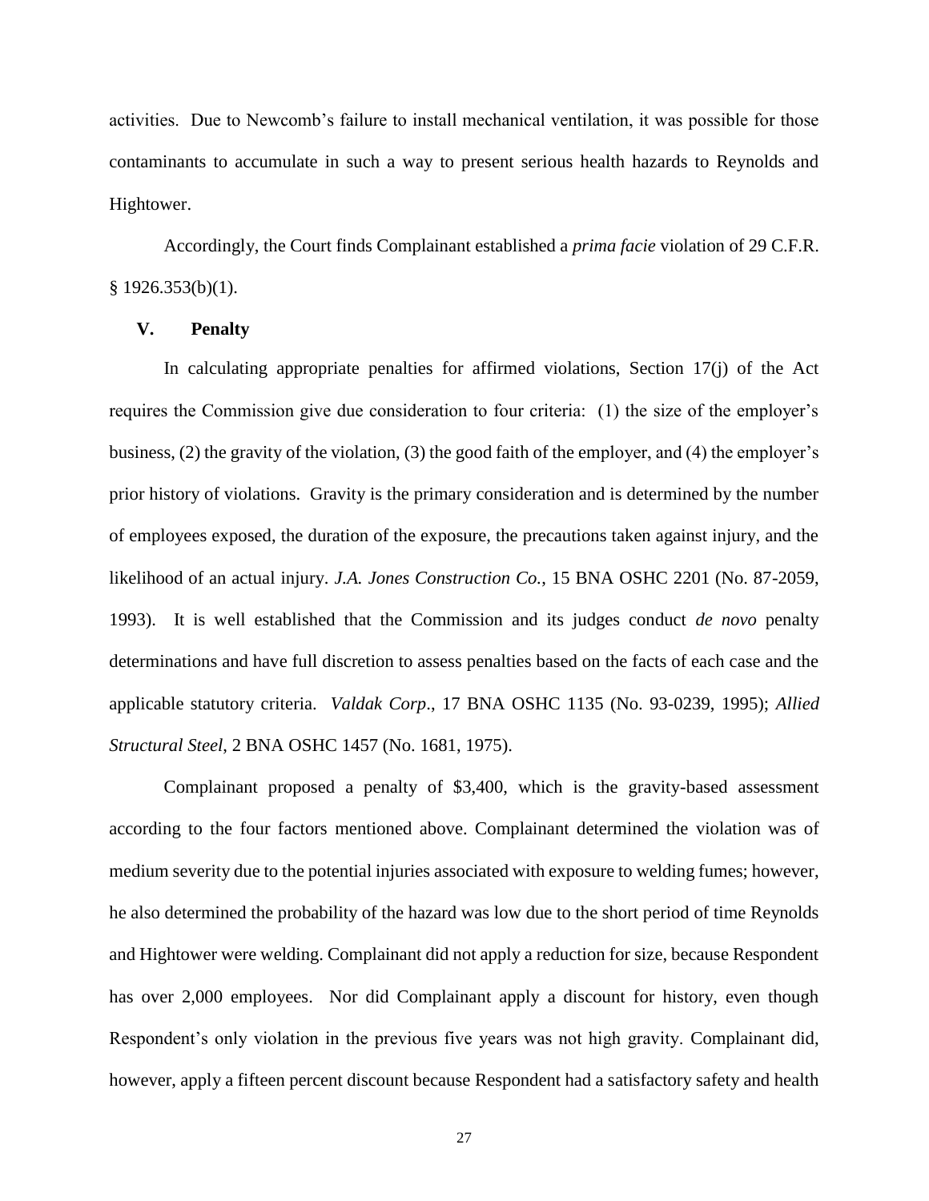activities. Due to Newcomb's failure to install mechanical ventilation, it was possible for those contaminants to accumulate in such a way to present serious health hazards to Reynolds and Hightower.

Accordingly, the Court finds Complainant established a *prima facie* violation of 29 C.F.R. § 1926.353(b)(1).

## V. Penalty

In calculating appropriate penalties for affirmed violations, Section 17(j) of the Act requires the Commission give due consideration to four criteria: (1) the size of the employer's business, (2) the gravity of the violation, (3) the good faith of the employer, and (4) the employer's prior history of violations. Gravity is the primary consideration and is determined by the number of employees exposed, the duration of the exposure, the precautions taken against injury, and the likelihood of an actual injury. *J.A. Jones Construction Co.*, 15 BNA OSHC 2201 (No. 87-2059, 1993). It is well established that the Commission and its judges conduct *de novo* penalty determinations and have full discretion to assess penalties based on the facts of each case and the applicable statutory criteria. *Valdak Corp*., 17 BNA OSHC 1135 (No. 93-0239, 1995); *Allied Structural Steel*, 2 BNA OSHC 1457 (No. 1681, 1975).

Complainant proposed a penalty of $3,400, which is the gravity-based assessment according to the four factors mentioned above. Complainant determined the violation was of medium severity due to the potential injuries associated with exposure to welding fumes; however, he also determined the probability of the hazard was low due to the short period of time Reynolds and Hightower were welding. Complainant did not apply a reduction for size, because Respondent has over 2,000 employees. Nor did Complainant apply a discount for history, even though Respondent's only violation in the previous five years was not high gravity. Complainant did, however, apply a fifteen percent discount because Respondent had a satisfactory safety and health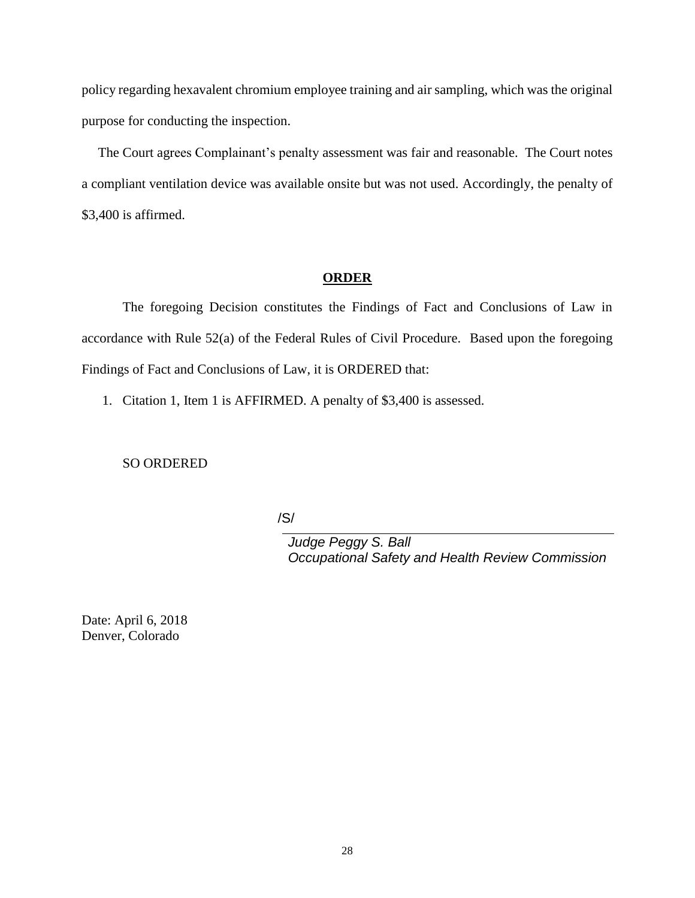policy regarding hexavalent chromium employee training and air sampling, which was the original purpose for conducting the inspection.

The Court agrees Complainant's penalty assessment was fair and reasonable. The Court notes a compliant ventilation device was available onsite but was not used. Accordingly, the penalty of $3,400 is affirmed.

## **ORDER**

The foregoing Decision constitutes the Findings of Fact and Conclusions of Law in accordance with Rule 52(a) of the Federal Rules of Civil Procedure. Based upon the foregoing Findings of Fact and Conclusions of Law, it is ORDERED that:

1. Citation 1, Item 1 is AFFIRMED. A penalty of $3,400 is assessed.

SO ORDERED

/S/

*Judge Peggy S. Ball*
*Occupational Safety and Health Review Commission*

Date: April 6, 2018
Denver, Colorado